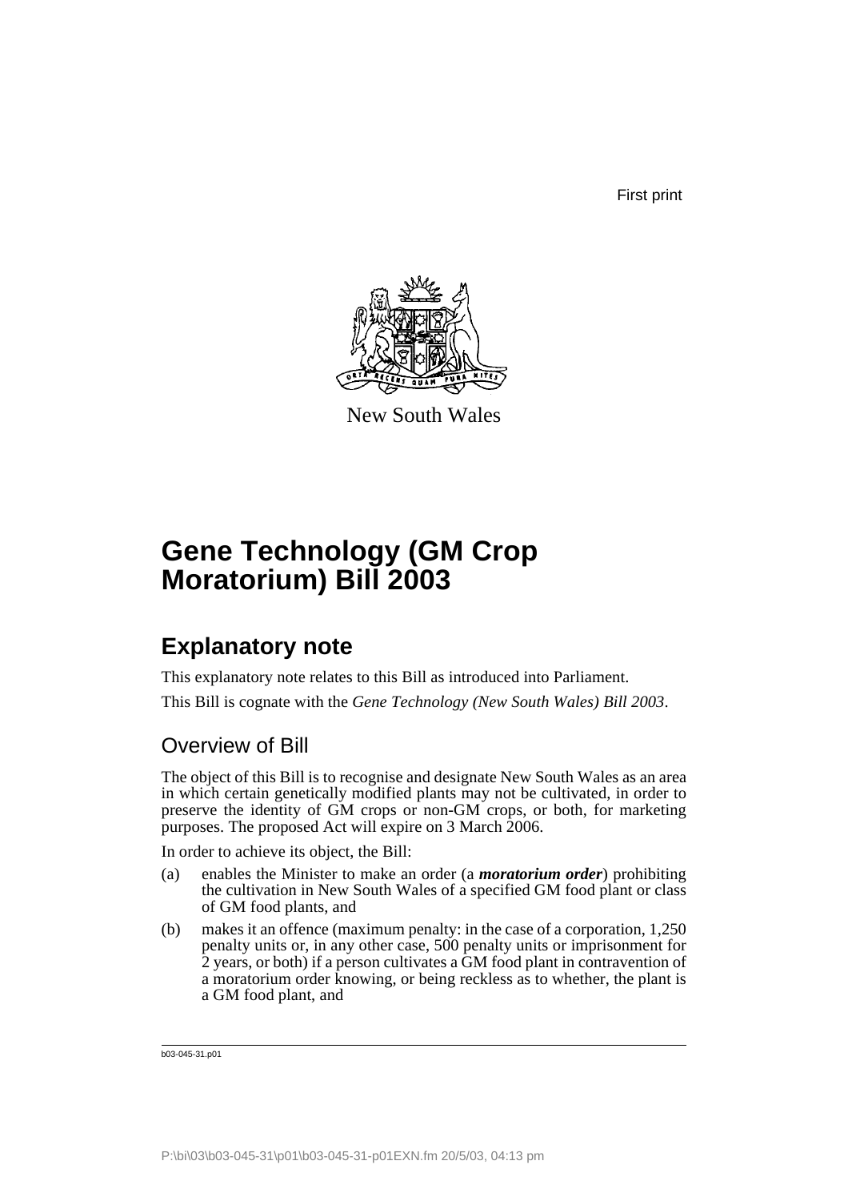First print

New South Wales

# Gene Technology (GM Crop Moratorium) Bill 2003

## Explanatory note

This explanatory note relates to this Bill as introduced into Parliament.

This Bill is cognate with the *Gene Technology (New South Wales) Bill 2003*.

### Overview of Bill

The object of this Bill is to recognise and designate New South Wales as an area in which certain genetically modified plants may not be cultivated, in order to preserve the identity of GM crops or non-GM crops, or both, for marketing purposes. The proposed Act will expire on 3 March 2006.

In order to achieve its object, the Bill:

(a) enables the Minister to make an order (a ***moratorium order***) prohibiting the cultivation in New South Wales of a specified GM food plant or class of GM food plants, and

(b) makes it an offence (maximum penalty: in the case of a corporation, 1,250 penalty units or, in any other case, 500 penalty units or imprisonment for 2 years, or both) if a person cultivates a GM food plant in contravention of a moratorium order knowing, or being reckless as to whether, the plant is a GM food plant, and

b03-045-31.p01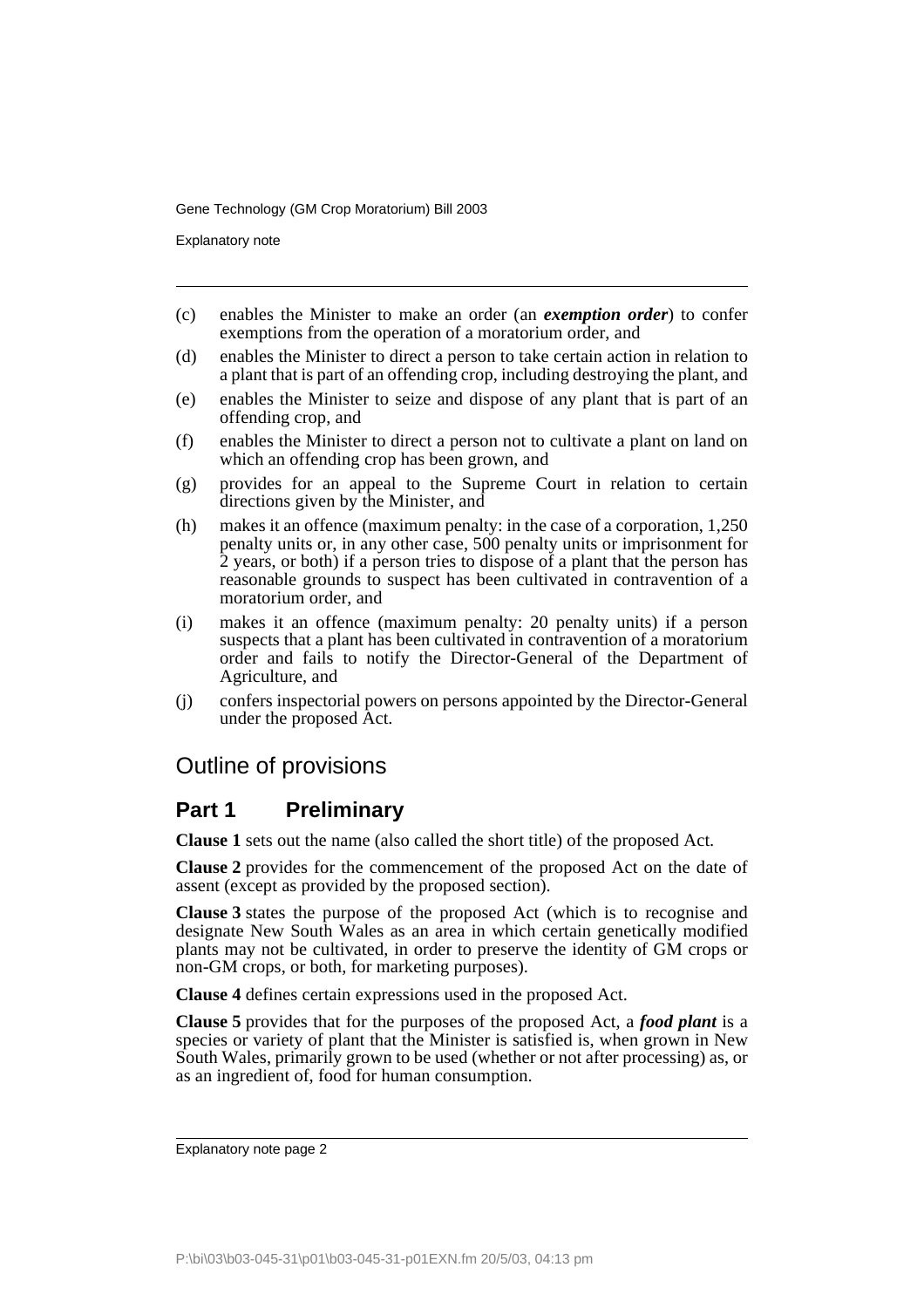(c) enables the Minister to make an order (an ***exemption order***) to confer exemptions from the operation of a moratorium order, and

(d) enables the Minister to direct a person to take certain action in relation to a plant that is part of an offending crop, including destroying the plant, and

(e) enables the Minister to seize and dispose of any plant that is part of an offending crop, and

(f) enables the Minister to direct a person not to cultivate a plant on land on which an offending crop has been grown, and

(g) provides for an appeal to the Supreme Court in relation to certain directions given by the Minister, and

(h) makes it an offence (maximum penalty: in the case of a corporation, 1,250 penalty units or, in any other case, 500 penalty units or imprisonment for 2 years, or both) if a person tries to dispose of a plant that the person has reasonable grounds to suspect has been cultivated in contravention of a moratorium order, and

(i) makes it an offence (maximum penalty: 20 penalty units) if a person suspects that a plant has been cultivated in contravention of a moratorium order and fails to notify the Director-General of the Department of Agriculture, and

(j) confers inspectorial powers on persons appointed by the Director-General under the proposed Act.

## Outline of provisions

### Part 1 Preliminary

**Clause 1** sets out the name (also called the short title) of the proposed Act.

**Clause 2** provides for the commencement of the proposed Act on the date of assent (except as provided by the proposed section).

**Clause 3** states the purpose of the proposed Act (which is to recognise and designate New South Wales as an area in which certain genetically modified plants may not be cultivated, in order to preserve the identity of GM crops or non-GM crops, or both, for marketing purposes).

**Clause 4** defines certain expressions used in the proposed Act.

**Clause 5** provides that for the purposes of the proposed Act, a ***food plant*** is a species or variety of plant that the Minister is satisfied is, when grown in New South Wales, primarily grown to be used (whether or not after processing) as, or as an ingredient of, food for human consumption.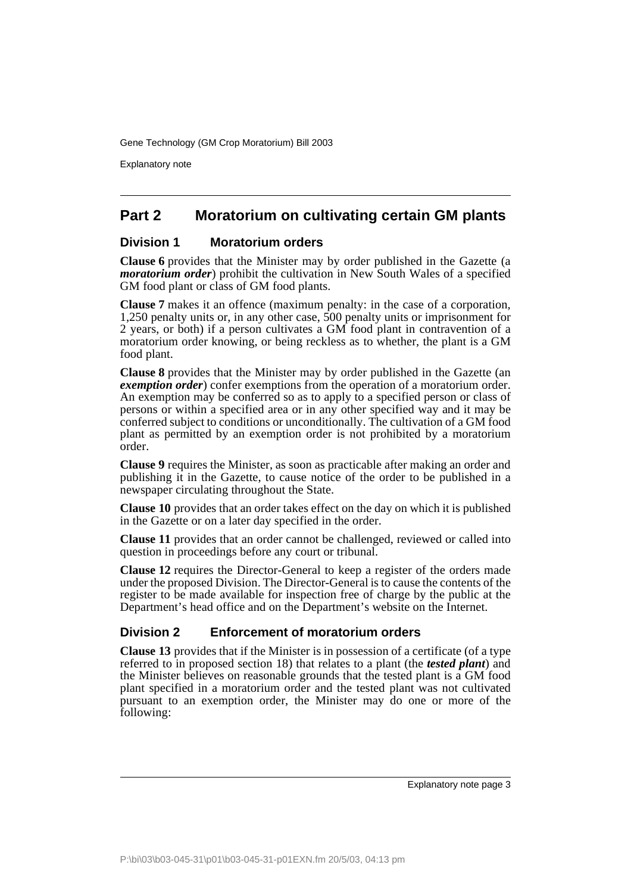## Part 2 Moratorium on cultivating certain GM plants

### Division 1 Moratorium orders

**Clause 6** provides that the Minister may by order published in the Gazette (a ***moratorium order***) prohibit the cultivation in New South Wales of a specified GM food plant or class of GM food plants.

**Clause 7** makes it an offence (maximum penalty: in the case of a corporation, 1,250 penalty units or, in any other case, 500 penalty units or imprisonment for 2 years, or both) if a person cultivates a GM food plant in contravention of a moratorium order knowing, or being reckless as to whether, the plant is a GM food plant.

**Clause 8** provides that the Minister may by order published in the Gazette (an ***exemption order***) confer exemptions from the operation of a moratorium order. An exemption may be conferred so as to apply to a specified person or class of persons or within a specified area or in any other specified way and it may be conferred subject to conditions or unconditionally. The cultivation of a GM food plant as permitted by an exemption order is not prohibited by a moratorium order.

**Clause 9** requires the Minister, as soon as practicable after making an order and publishing it in the Gazette, to cause notice of the order to be published in a newspaper circulating throughout the State.

**Clause 10** provides that an order takes effect on the day on which it is published in the Gazette or on a later day specified in the order.

**Clause 11** provides that an order cannot be challenged, reviewed or called into question in proceedings before any court or tribunal.

**Clause 12** requires the Director-General to keep a register of the orders made under the proposed Division. The Director-General is to cause the contents of the register to be made available for inspection free of charge by the public at the Department's head office and on the Department's website on the Internet.

### Division 2 Enforcement of moratorium orders

**Clause 13** provides that if the Minister is in possession of a certificate (of a type referred to in proposed section 18) that relates to a plant (the ***tested plant***) and the Minister believes on reasonable grounds that the tested plant is a GM food plant specified in a moratorium order and the tested plant was not cultivated pursuant to an exemption order, the Minister may do one or more of the following: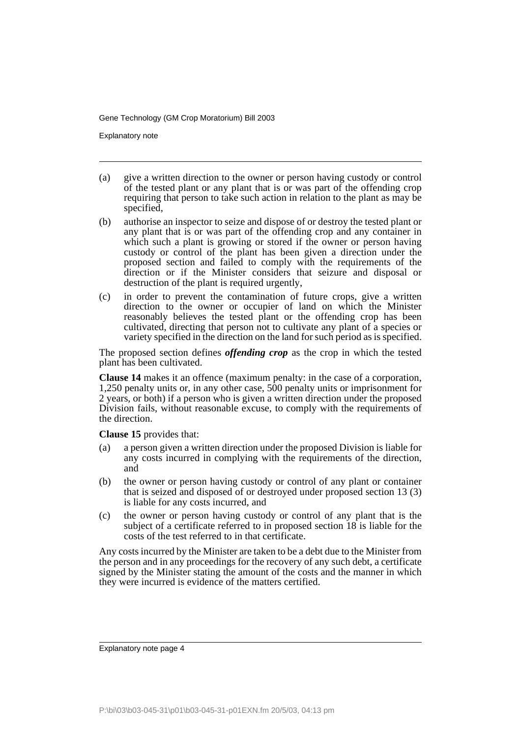(a) give a written direction to the owner or person having custody or control of the tested plant or any plant that is or was part of the offending crop requiring that person to take such action in relation to the plant as may be specified,

(b) authorise an inspector to seize and dispose of or destroy the tested plant or any plant that is or was part of the offending crop and any container in which such a plant is growing or stored if the owner or person having custody or control of the plant has been given a direction under the proposed section and failed to comply with the requirements of the direction or if the Minister considers that seizure and disposal or destruction of the plant is required urgently,

(c) in order to prevent the contamination of future crops, give a written direction to the owner or occupier of land on which the Minister reasonably believes the tested plant or the offending crop has been cultivated, directing that person not to cultivate any plant of a species or variety specified in the direction on the land for such period as is specified.

The proposed section defines ***offending crop*** as the crop in which the tested plant has been cultivated.

**Clause 14** makes it an offence (maximum penalty: in the case of a corporation, 1,250 penalty units or, in any other case, 500 penalty units or imprisonment for 2 years, or both) if a person who is given a written direction under the proposed Division fails, without reasonable excuse, to comply with the requirements of the direction.

**Clause 15** provides that:

(a) a person given a written direction under the proposed Division is liable for any costs incurred in complying with the requirements of the direction, and

(b) the owner or person having custody or control of any plant or container that is seized and disposed of or destroyed under proposed section 13 (3) is liable for any costs incurred, and

(c) the owner or person having custody or control of any plant that is the subject of a certificate referred to in proposed section 18 is liable for the costs of the test referred to in that certificate.

Any costs incurred by the Minister are taken to be a debt due to the Minister from the person and in any proceedings for the recovery of any such debt, a certificate signed by the Minister stating the amount of the costs and the manner in which they were incurred is evidence of the matters certified.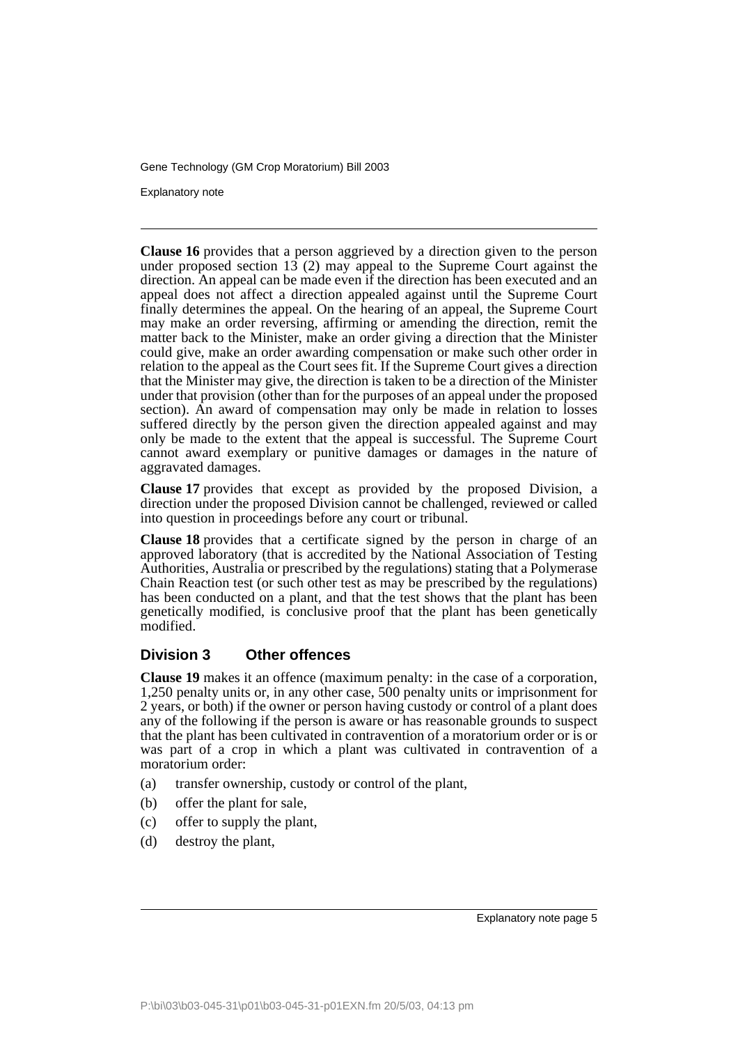**Clause 16** provides that a person aggrieved by a direction given to the person under proposed section 13 (2) may appeal to the Supreme Court against the direction. An appeal can be made even if the direction has been executed and an appeal does not affect a direction appealed against until the Supreme Court finally determines the appeal. On the hearing of an appeal, the Supreme Court may make an order reversing, affirming or amending the direction, remit the matter back to the Minister, make an order giving a direction that the Minister could give, make an order awarding compensation or make such other order in relation to the appeal as the Court sees fit. If the Supreme Court gives a direction that the Minister may give, the direction is taken to be a direction of the Minister under that provision (other than for the purposes of an appeal under the proposed section). An award of compensation may only be made in relation to losses suffered directly by the person given the direction appealed against and may only be made to the extent that the appeal is successful. The Supreme Court cannot award exemplary or punitive damages or damages in the nature of aggravated damages.

**Clause 17** provides that except as provided by the proposed Division, a direction under the proposed Division cannot be challenged, reviewed or called into question in proceedings before any court or tribunal.

**Clause 18** provides that a certificate signed by the person in charge of an approved laboratory (that is accredited by the National Association of Testing Authorities, Australia or prescribed by the regulations) stating that a Polymerase Chain Reaction test (or such other test as may be prescribed by the regulations) has been conducted on a plant, and that the test shows that the plant has been genetically modified, is conclusive proof that the plant has been genetically modified.

## Division 3 Other offences

**Clause 19** makes it an offence (maximum penalty: in the case of a corporation, 1,250 penalty units or, in any other case, 500 penalty units or imprisonment for 2 years, or both) if the owner or person having custody or control of a plant does any of the following if the person is aware or has reasonable grounds to suspect that the plant has been cultivated in contravention of a moratorium order or is or was part of a crop in which a plant was cultivated in contravention of a moratorium order:

(a) transfer ownership, custody or control of the plant,

(b) offer the plant for sale,

(c) offer to supply the plant,

(d) destroy the plant,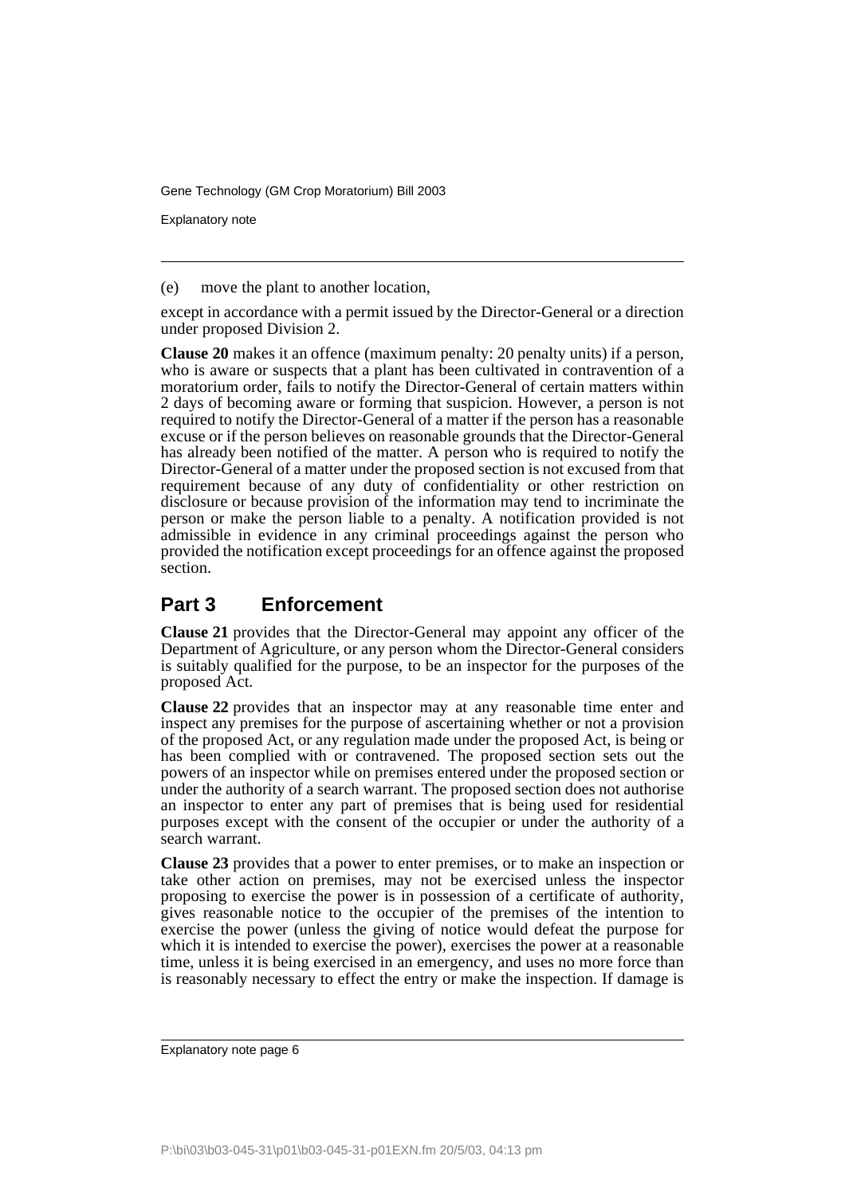(e) move the plant to another location,

except in accordance with a permit issued by the Director-General or a direction under proposed Division 2.

**Clause 20** makes it an offence (maximum penalty: 20 penalty units) if a person, who is aware or suspects that a plant has been cultivated in contravention of a moratorium order, fails to notify the Director-General of certain matters within 2 days of becoming aware or forming that suspicion. However, a person is not required to notify the Director-General of a matter if the person has a reasonable excuse or if the person believes on reasonable grounds that the Director-General has already been notified of the matter. A person who is required to notify the Director-General of a matter under the proposed section is not excused from that requirement because of any duty of confidentiality or other restriction on disclosure or because provision of the information may tend to incriminate the person or make the person liable to a penalty. A notification provided is not admissible in evidence in any criminal proceedings against the person who provided the notification except proceedings for an offence against the proposed section.

## Part 3 Enforcement

**Clause 21** provides that the Director-General may appoint any officer of the Department of Agriculture, or any person whom the Director-General considers is suitably qualified for the purpose, to be an inspector for the purposes of the proposed Act.

**Clause 22** provides that an inspector may at any reasonable time enter and inspect any premises for the purpose of ascertaining whether or not a provision of the proposed Act, or any regulation made under the proposed Act, is being or has been complied with or contravened. The proposed section sets out the powers of an inspector while on premises entered under the proposed section or under the authority of a search warrant. The proposed section does not authorise an inspector to enter any part of premises that is being used for residential purposes except with the consent of the occupier or under the authority of a search warrant.

**Clause 23** provides that a power to enter premises, or to make an inspection or take other action on premises, may not be exercised unless the inspector proposing to exercise the power is in possession of a certificate of authority, gives reasonable notice to the occupier of the premises of the intention to exercise the power (unless the giving of notice would defeat the purpose for which it is intended to exercise the power), exercises the power at a reasonable time, unless it is being exercised in an emergency, and uses no more force than is reasonably necessary to effect the entry or make the inspection. If damage is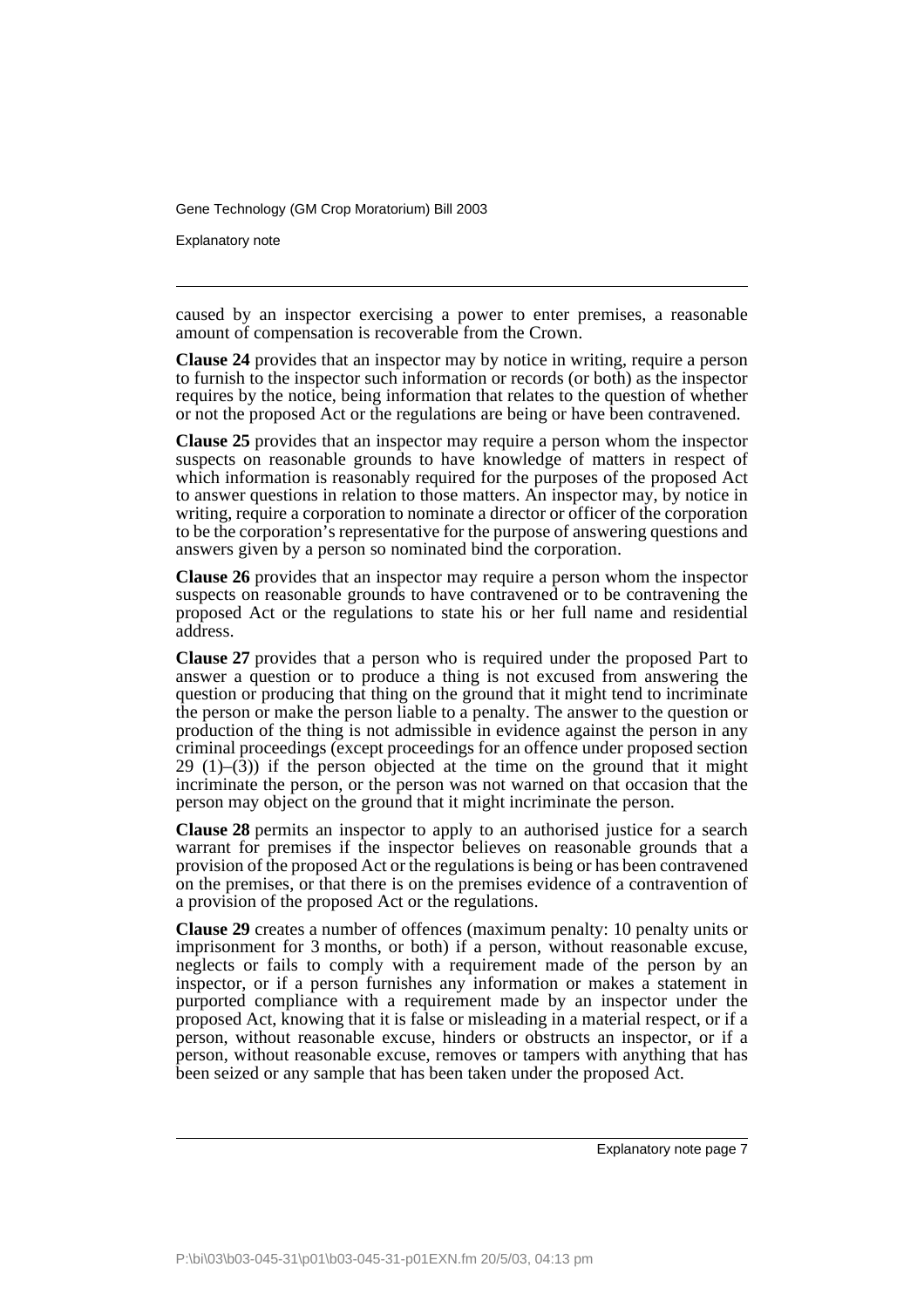caused by an inspector exercising a power to enter premises, a reasonable amount of compensation is recoverable from the Crown.

**Clause 24** provides that an inspector may by notice in writing, require a person to furnish to the inspector such information or records (or both) as the inspector requires by the notice, being information that relates to the question of whether or not the proposed Act or the regulations are being or have been contravened.

**Clause 25** provides that an inspector may require a person whom the inspector suspects on reasonable grounds to have knowledge of matters in respect of which information is reasonably required for the purposes of the proposed Act to answer questions in relation to those matters. An inspector may, by notice in writing, require a corporation to nominate a director or officer of the corporation to be the corporation's representative for the purpose of answering questions and answers given by a person so nominated bind the corporation.

**Clause 26** provides that an inspector may require a person whom the inspector suspects on reasonable grounds to have contravened or to be contravening the proposed Act or the regulations to state his or her full name and residential address.

**Clause 27** provides that a person who is required under the proposed Part to answer a question or to produce a thing is not excused from answering the question or producing that thing on the ground that it might tend to incriminate the person or make the person liable to a penalty. The answer to the question or production of the thing is not admissible in evidence against the person in any criminal proceedings (except proceedings for an offence under proposed section 29 (1)–(3)) if the person objected at the time on the ground that it might incriminate the person, or the person was not warned on that occasion that the person may object on the ground that it might incriminate the person.

**Clause 28** permits an inspector to apply to an authorised justice for a search warrant for premises if the inspector believes on reasonable grounds that a provision of the proposed Act or the regulations is being or has been contravened on the premises, or that there is on the premises evidence of a contravention of a provision of the proposed Act or the regulations.

**Clause 29** creates a number of offences (maximum penalty: 10 penalty units or imprisonment for 3 months, or both) if a person, without reasonable excuse, neglects or fails to comply with a requirement made of the person by an inspector, or if a person furnishes any information or makes a statement in purported compliance with a requirement made by an inspector under the proposed Act, knowing that it is false or misleading in a material respect, or if a person, without reasonable excuse, hinders or obstructs an inspector, or if a person, without reasonable excuse, removes or tampers with anything that has been seized or any sample that has been taken under the proposed Act.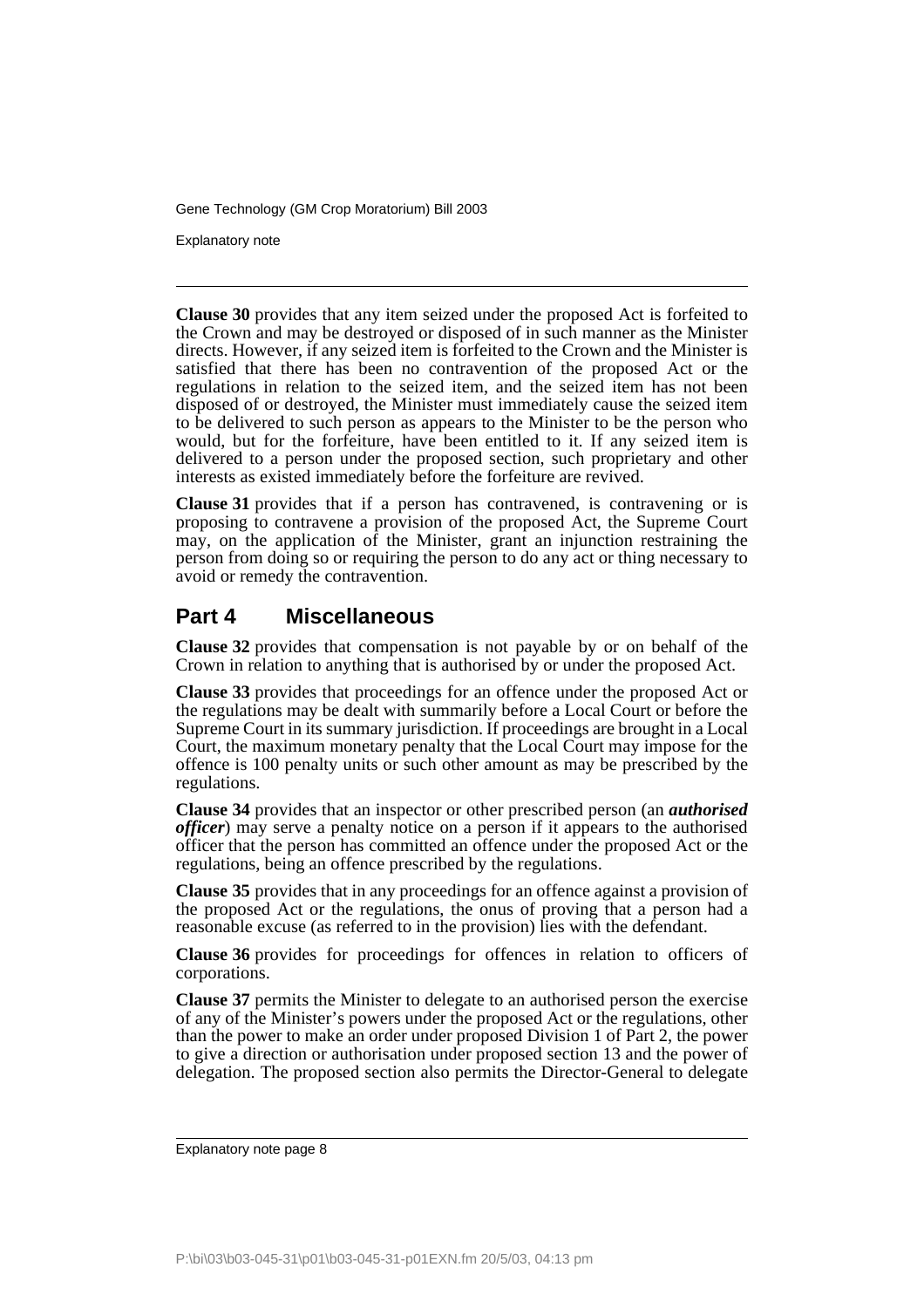**Clause 30** provides that any item seized under the proposed Act is forfeited to the Crown and may be destroyed or disposed of in such manner as the Minister directs. However, if any seized item is forfeited to the Crown and the Minister is satisfied that there has been no contravention of the proposed Act or the regulations in relation to the seized item, and the seized item has not been disposed of or destroyed, the Minister must immediately cause the seized item to be delivered to such person as appears to the Minister to be the person who would, but for the forfeiture, have been entitled to it. If any seized item is delivered to a person under the proposed section, such proprietary and other interests as existed immediately before the forfeiture are revived.

**Clause 31** provides that if a person has contravened, is contravening or is proposing to contravene a provision of the proposed Act, the Supreme Court may, on the application of the Minister, grant an injunction restraining the person from doing so or requiring the person to do any act or thing necessary to avoid or remedy the contravention.

## Part 4 Miscellaneous

**Clause 32** provides that compensation is not payable by or on behalf of the Crown in relation to anything that is authorised by or under the proposed Act.

**Clause 33** provides that proceedings for an offence under the proposed Act or the regulations may be dealt with summarily before a Local Court or before the Supreme Court in its summary jurisdiction. If proceedings are brought in a Local Court, the maximum monetary penalty that the Local Court may impose for the offence is 100 penalty units or such other amount as may be prescribed by the regulations.

**Clause 34** provides that an inspector or other prescribed person (an ***authorised officer***) may serve a penalty notice on a person if it appears to the authorised officer that the person has committed an offence under the proposed Act or the regulations, being an offence prescribed by the regulations.

**Clause 35** provides that in any proceedings for an offence against a provision of the proposed Act or the regulations, the onus of proving that a person had a reasonable excuse (as referred to in the provision) lies with the defendant.

**Clause 36** provides for proceedings for offences in relation to officers of corporations.

**Clause 37** permits the Minister to delegate to an authorised person the exercise of any of the Minister's powers under the proposed Act or the regulations, other than the power to make an order under proposed Division 1 of Part 2, the power to give a direction or authorisation under proposed section 13 and the power of delegation. The proposed section also permits the Director-General to delegate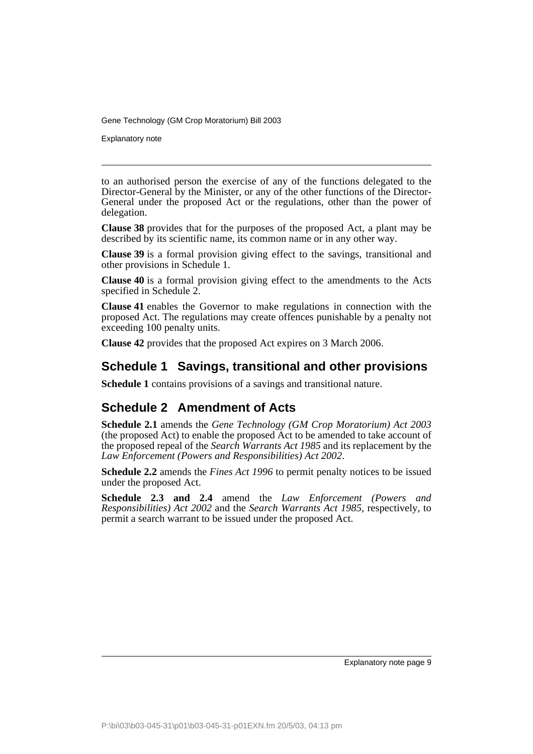to an authorised person the exercise of any of the functions delegated to the Director-General by the Minister, or any of the other functions of the Director-General under the proposed Act or the regulations, other than the power of delegation.

**Clause 38** provides that for the purposes of the proposed Act, a plant may be described by its scientific name, its common name or in any other way.

**Clause 39** is a formal provision giving effect to the savings, transitional and other provisions in Schedule 1.

**Clause 40** is a formal provision giving effect to the amendments to the Acts specified in Schedule 2.

**Clause 41** enables the Governor to make regulations in connection with the proposed Act. The regulations may create offences punishable by a penalty not exceeding 100 penalty units.

**Clause 42** provides that the proposed Act expires on 3 March 2006.

## Schedule 1 Savings, transitional and other provisions

**Schedule 1** contains provisions of a savings and transitional nature.

## Schedule 2 Amendment of Acts

**Schedule 2.1** amends the *Gene Technology (GM Crop Moratorium) Act 2003* (the proposed Act) to enable the proposed Act to be amended to take account of the proposed repeal of the *Search Warrants Act 1985* and its replacement by the *Law Enforcement (Powers and Responsibilities) Act 2002*.

**Schedule 2.2** amends the *Fines Act 1996* to permit penalty notices to be issued under the proposed Act.

**Schedule 2.3 and 2.4** amend the *Law Enforcement (Powers and Responsibilities) Act 2002* and the *Search Warrants Act 1985*, respectively, to permit a search warrant to be issued under the proposed Act.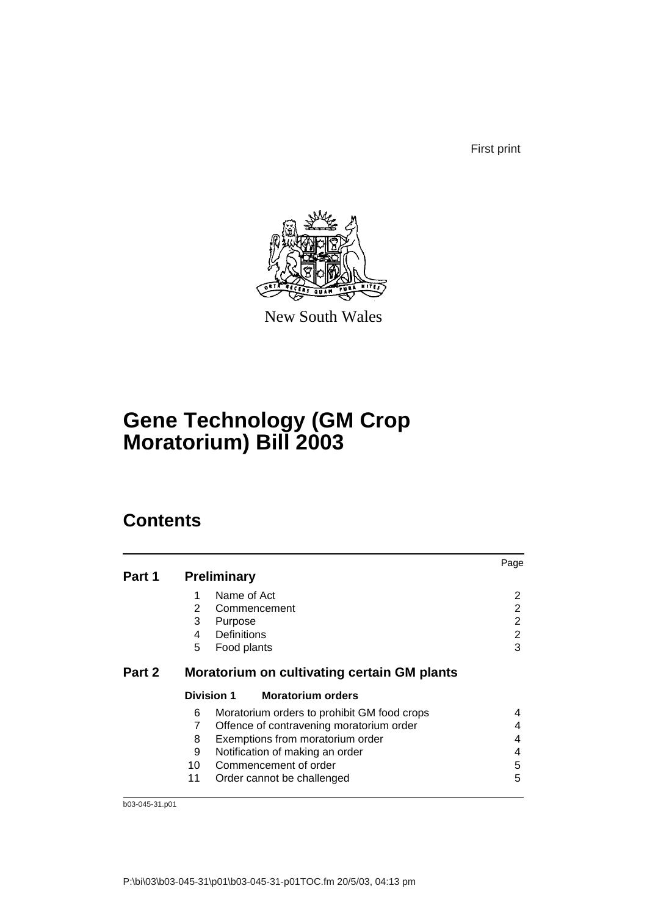First print

New South Wales

# Gene Technology (GM Crop Moratorium) Bill 2003

## Contents

| | | | Page |
|---|---|---|---|
| **Part 1** | **Preliminary** | | |
| | 1 | Name of Act | 2 |
| | 2 | Commencement | 2 |
| | 3 | Purpose | 2 |
| | 4 | Definitions | 2 |
| | 5 | Food plants | 3 |
| **Part 2** | **Moratorium on cultivating certain GM plants** | | |
| | **Division 1** | **Moratorium orders** | |
| | 6 | Moratorium orders to prohibit GM food crops | 4 |
| | 7 | Offence of contravening moratorium order | 4 |
| | 8 | Exemptions from moratorium order | 4 |
| | 9 | Notification of making an order | 4 |
| | 10 | Commencement of order | 5 |
| | 11 | Order cannot be challenged | 5 |

b03-045-31.p01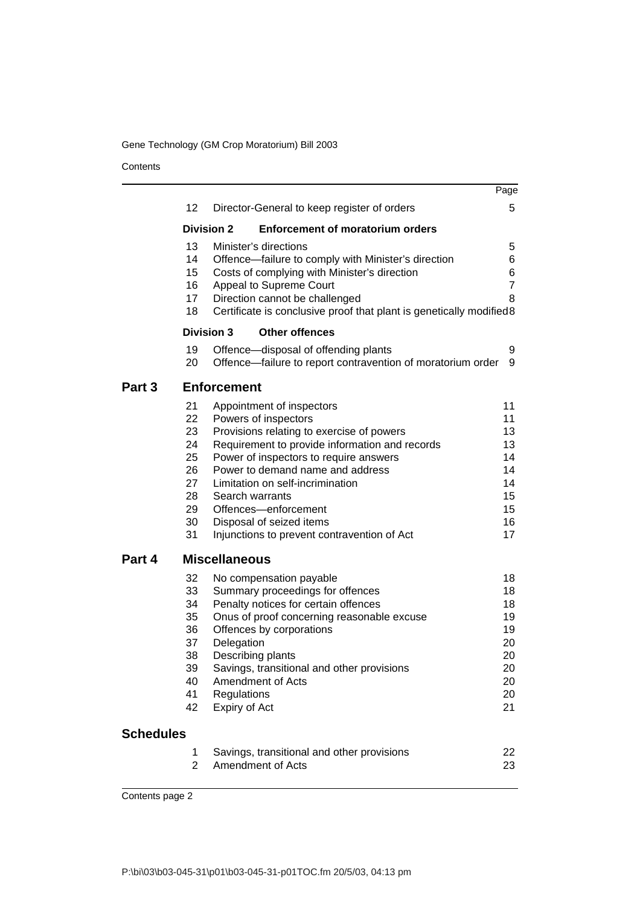| | | Page |
|---|---|---|
| 12 | Director-General to keep register of orders | 5 |
| **Division 2** | **Enforcement of moratorium orders** | |
| 13 | Minister's directions | 5 |
| 14 | Offence—failure to comply with Minister's direction | 6 |
| 15 | Costs of complying with Minister's direction | 6 |
| 16 | Appeal to Supreme Court | 7 |
| 17 | Direction cannot be challenged | 8 |
| 18 | Certificate is conclusive proof that plant is genetically modified | 8 |
| **Division 3** | **Other offences** | |
| 19 | Offence—disposal of offending plants | 9 |
| 20 | Offence—failure to report contravention of moratorium order | 9 |

## Part 3 Enforcement

| | | |
|---|---|---|
| 21 | Appointment of inspectors | 11 |
| 22 | Powers of inspectors | 11 |
| 23 | Provisions relating to exercise of powers | 13 |
| 24 | Requirement to provide information and records | 13 |
| 25 | Power of inspectors to require answers | 14 |
| 26 | Power to demand name and address | 14 |
| 27 | Limitation on self-incrimination | 14 |
| 28 | Search warrants | 15 |
| 29 | Offences—enforcement | 15 |
| 30 | Disposal of seized items | 16 |
| 31 | Injunctions to prevent contravention of Act | 17 |

## Part 4 Miscellaneous

| | | |
|---|---|---|
| 32 | No compensation payable | 18 |
| 33 | Summary proceedings for offences | 18 |
| 34 | Penalty notices for certain offences | 18 |
| 35 | Onus of proof concerning reasonable excuse | 19 |
| 36 | Offences by corporations | 19 |
| 37 | Delegation | 20 |
| 38 | Describing plants | 20 |
| 39 | Savings, transitional and other provisions | 20 |
| 40 | Amendment of Acts | 20 |
| 41 | Regulations | 20 |
| 42 | Expiry of Act | 21 |

## Schedules

| | | |
|---|---|---|
| 1 | Savings, transitional and other provisions | 22 |
| 2 | Amendment of Acts | 23 |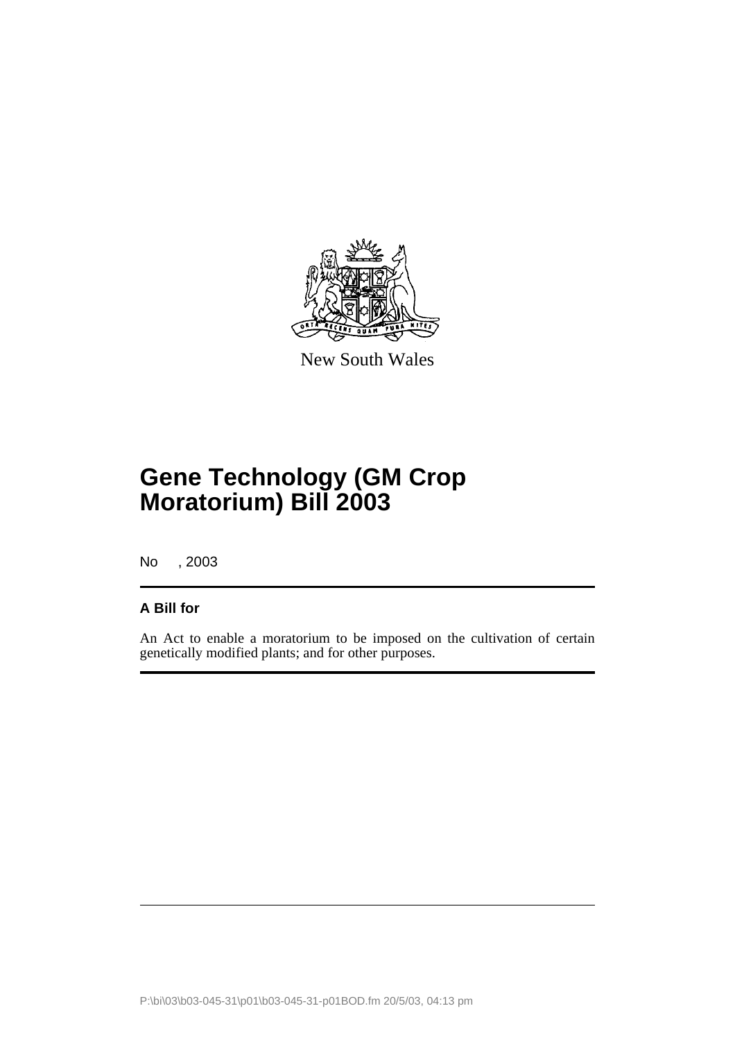New South Wales

# Gene Technology (GM Crop Moratorium) Bill 2003

No , 2003

**A Bill for**

An Act to enable a moratorium to be imposed on the cultivation of certain genetically modified plants; and for other purposes.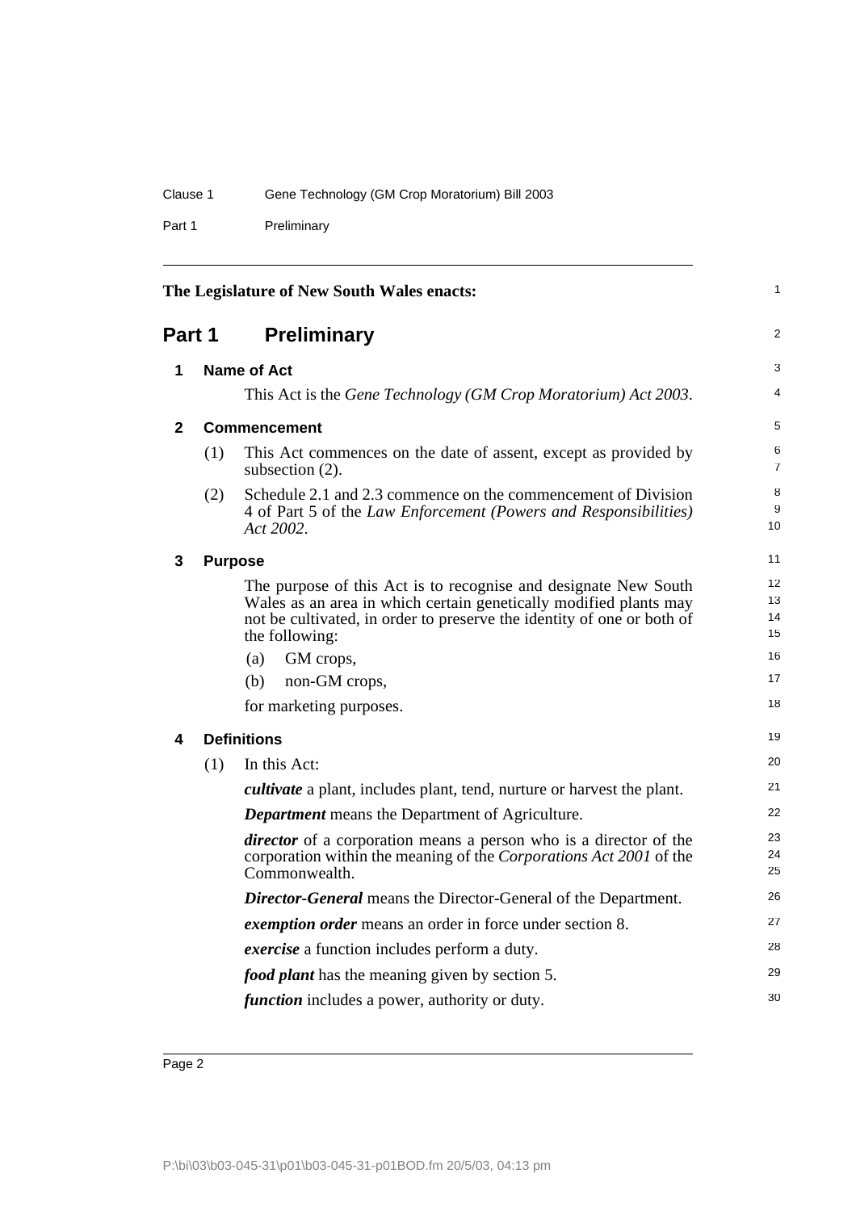The Legislature of New South Wales enacts:

# Part 1 Preliminary

## 1 Name of Act

This Act is the *Gene Technology (GM Crop Moratorium) Act 2003*.

## 2 Commencement

(1) This Act commences on the date of assent, except as provided by subsection (2).

(2) Schedule 2.1 and 2.3 commence on the commencement of Division 4 of Part 5 of the *Law Enforcement (Powers and Responsibilities) Act 2002*.

## 3 Purpose

The purpose of this Act is to recognise and designate New South Wales as an area in which certain genetically modified plants may not be cultivated, in order to preserve the identity of one or both of the following:

(a) GM crops,

(b) non-GM crops,

for marketing purposes.

## 4 Definitions

(1) In this Act:

***cultivate*** a plant, includes plant, tend, nurture or harvest the plant.

***Department*** means the Department of Agriculture.

***director*** of a corporation means a person who is a director of the corporation within the meaning of the *Corporations Act 2001* of the Commonwealth.

***Director-General*** means the Director-General of the Department.

***exemption order*** means an order in force under section 8.

***exercise*** a function includes perform a duty.

***food plant*** has the meaning given by section 5.

***function*** includes a power, authority or duty.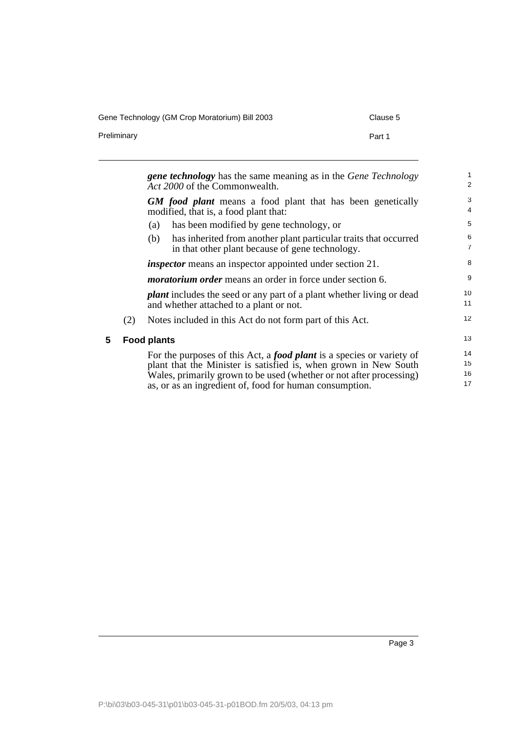***gene technology*** has the same meaning as in the *Gene Technology Act 2000* of the Commonwealth.

***GM food plant*** means a food plant that has been genetically modified, that is, a food plant that:

(a) has been modified by gene technology, or

(b) has inherited from another plant particular traits that occurred in that other plant because of gene technology.

***inspector*** means an inspector appointed under section 21.

***moratorium order*** means an order in force under section 6.

***plant*** includes the seed or any part of a plant whether living or dead and whether attached to a plant or not.

(2) Notes included in this Act do not form part of this Act.

## 5 Food plants

For the purposes of this Act, a ***food plant*** is a species or variety of plant that the Minister is satisfied is, when grown in New South Wales, primarily grown to be used (whether or not after processing) as, or as an ingredient of, food for human consumption.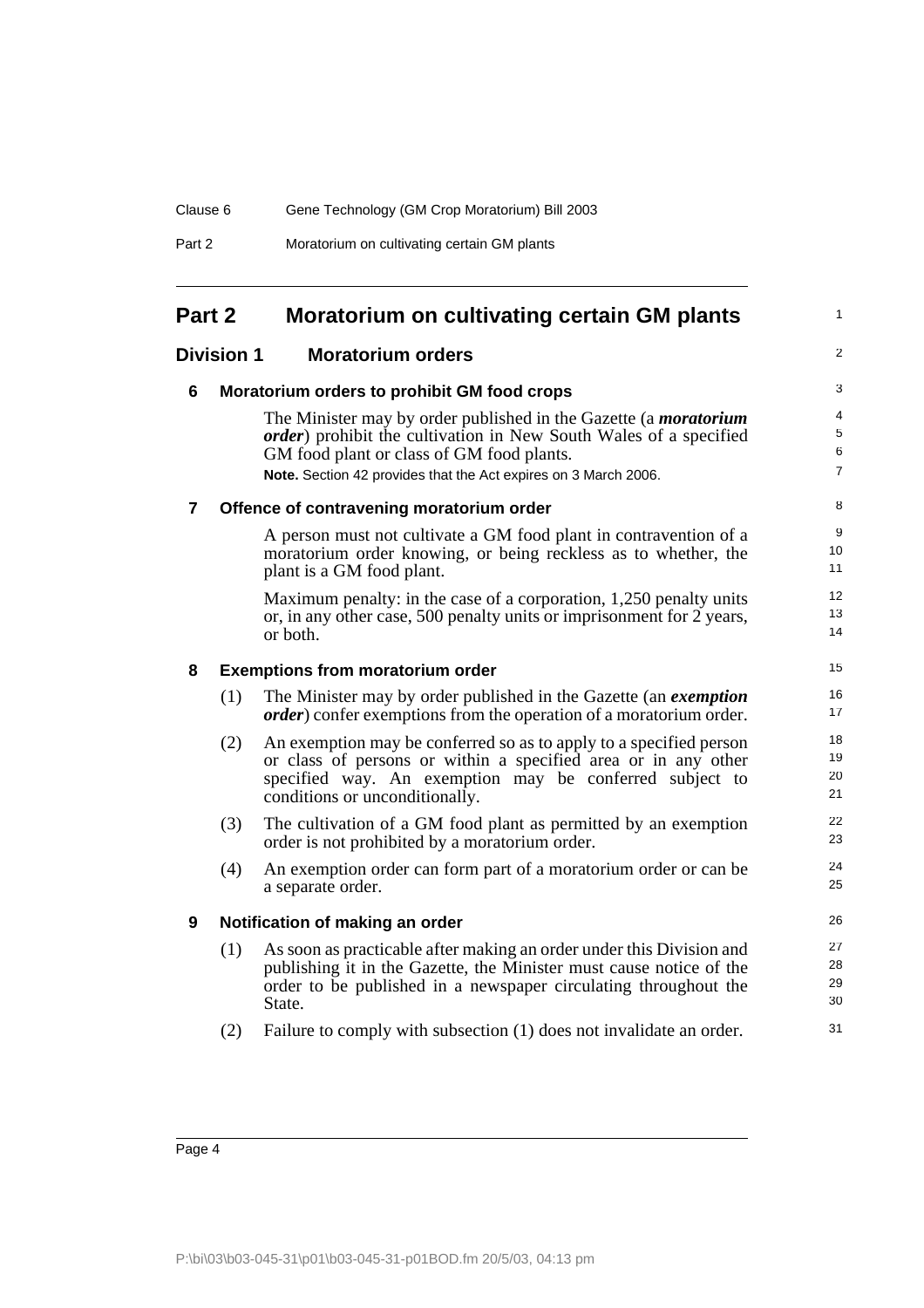# Part 2 Moratorium on cultivating certain GM plants

## Division 1 Moratorium orders

### 6 Moratorium orders to prohibit GM food crops

The Minister may by order published in the Gazette (a ***moratorium order***) prohibit the cultivation in New South Wales of a specified GM food plant or class of GM food plants.

**Note.** Section 42 provides that the Act expires on 3 March 2006.

### 7 Offence of contravening moratorium order

A person must not cultivate a GM food plant in contravention of a moratorium order knowing, or being reckless as to whether, the plant is a GM food plant.

Maximum penalty: in the case of a corporation, 1,250 penalty units or, in any other case, 500 penalty units or imprisonment for 2 years, or both.

### 8 Exemptions from moratorium order

(1) The Minister may by order published in the Gazette (an ***exemption order***) confer exemptions from the operation of a moratorium order.

(2) An exemption may be conferred so as to apply to a specified person or class of persons or within a specified area or in any other specified way. An exemption may be conferred subject to conditions or unconditionally.

(3) The cultivation of a GM food plant as permitted by an exemption order is not prohibited by a moratorium order.

(4) An exemption order can form part of a moratorium order or can be a separate order.

### 9 Notification of making an order

(1) As soon as practicable after making an order under this Division and publishing it in the Gazette, the Minister must cause notice of the order to be published in a newspaper circulating throughout the State.

(2) Failure to comply with subsection (1) does not invalidate an order.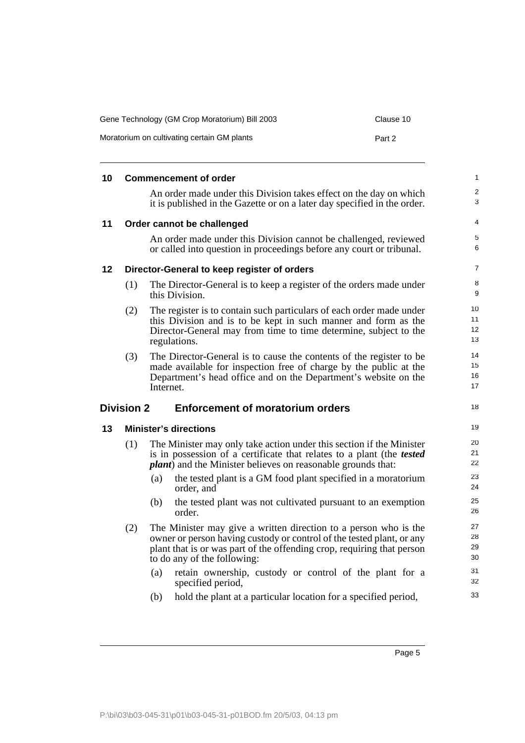### 10 Commencement of order

An order made under this Division takes effect on the day on which it is published in the Gazette or on a later day specified in the order.

### 11 Order cannot be challenged

An order made under this Division cannot be challenged, reviewed or called into question in proceedings before any court or tribunal.

### 12 Director-General to keep register of orders

(1) The Director-General is to keep a register of the orders made under this Division.

(2) The register is to contain such particulars of each order made under this Division and is to be kept in such manner and form as the Director-General may from time to time determine, subject to the regulations.

(3) The Director-General is to cause the contents of the register to be made available for inspection free of charge by the public at the Department's head office and on the Department's website on the Internet.

## Division 2 Enforcement of moratorium orders

### 13 Minister's directions

(1) The Minister may only take action under this section if the Minister is in possession of a certificate that relates to a plant (the ***tested plant***) and the Minister believes on reasonable grounds that:

(a) the tested plant is a GM food plant specified in a moratorium order, and

(b) the tested plant was not cultivated pursuant to an exemption order.

(2) The Minister may give a written direction to a person who is the owner or person having custody or control of the tested plant, or any plant that is or was part of the offending crop, requiring that person to do any of the following:

(a) retain ownership, custody or control of the plant for a specified period,

(b) hold the plant at a particular location for a specified period,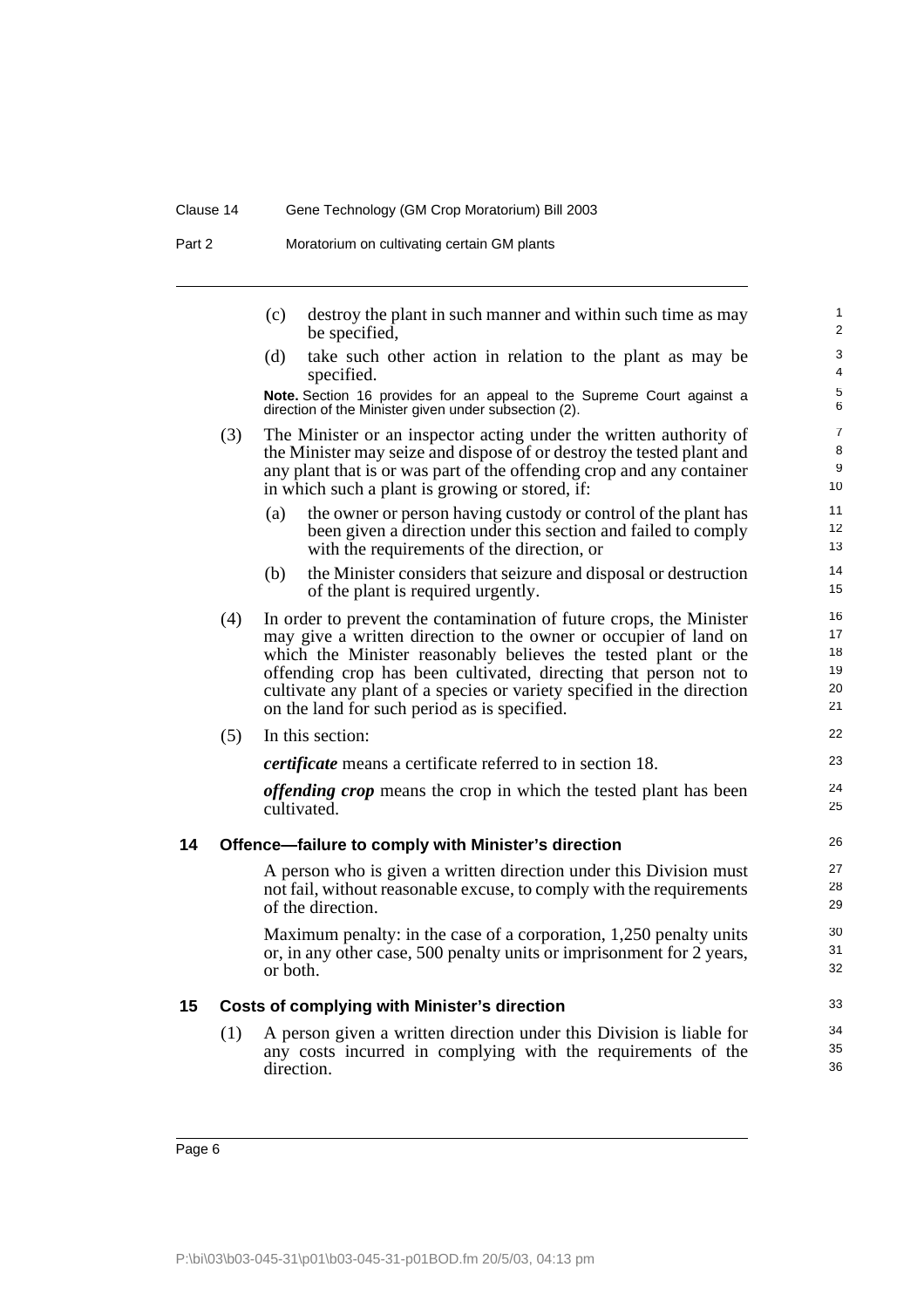(c) destroy the plant in such manner and within such time as may be specified,

(d) take such other action in relation to the plant as may be specified.

**Note.** Section 16 provides for an appeal to the Supreme Court against a direction of the Minister given under subsection (2).

(3) The Minister or an inspector acting under the written authority of the Minister may seize and dispose of or destroy the tested plant and any plant that is or was part of the offending crop and any container in which such a plant is growing or stored, if:

(a) the owner or person having custody or control of the plant has been given a direction under this section and failed to comply with the requirements of the direction, or

(b) the Minister considers that seizure and disposal or destruction of the plant is required urgently.

(4) In order to prevent the contamination of future crops, the Minister may give a written direction to the owner or occupier of land on which the Minister reasonably believes the tested plant or the offending crop has been cultivated, directing that person not to cultivate any plant of a species or variety specified in the direction on the land for such period as is specified.

(5) In this section:

***certificate*** means a certificate referred to in section 18.

***offending crop*** means the crop in which the tested plant has been cultivated.

## 14 Offence—failure to comply with Minister's direction

A person who is given a written direction under this Division must not fail, without reasonable excuse, to comply with the requirements of the direction.

Maximum penalty: in the case of a corporation, 1,250 penalty units or, in any other case, 500 penalty units or imprisonment for 2 years, or both.

## 15 Costs of complying with Minister's direction

(1) A person given a written direction under this Division is liable for any costs incurred in complying with the requirements of the direction.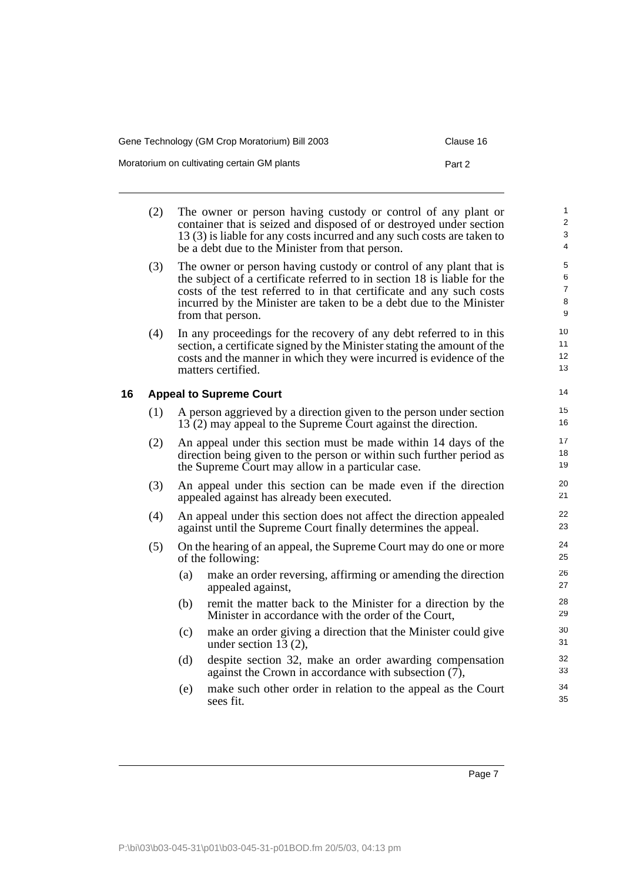(2) The owner or person having custody or control of any plant or container that is seized and disposed of or destroyed under section 13 (3) is liable for any costs incurred and any such costs are taken to be a debt due to the Minister from that person.

(3) The owner or person having custody or control of any plant that is the subject of a certificate referred to in section 18 is liable for the costs of the test referred to in that certificate and any such costs incurred by the Minister are taken to be a debt due to the Minister from that person.

(4) In any proceedings for the recovery of any debt referred to in this section, a certificate signed by the Minister stating the amount of the costs and the manner in which they were incurred is evidence of the matters certified.

## 16 Appeal to Supreme Court

(1) A person aggrieved by a direction given to the person under section 13 (2) may appeal to the Supreme Court against the direction.

(2) An appeal under this section must be made within 14 days of the direction being given to the person or within such further period as the Supreme Court may allow in a particular case.

(3) An appeal under this section can be made even if the direction appealed against has already been executed.

(4) An appeal under this section does not affect the direction appealed against until the Supreme Court finally determines the appeal.

(5) On the hearing of an appeal, the Supreme Court may do one or more of the following:

- (a) make an order reversing, affirming or amending the direction appealed against,
- (b) remit the matter back to the Minister for a direction by the Minister in accordance with the order of the Court,
- (c) make an order giving a direction that the Minister could give under section 13 (2),
- (d) despite section 32, make an order awarding compensation against the Crown in accordance with subsection (7),
- (e) make such other order in relation to the appeal as the Court sees fit.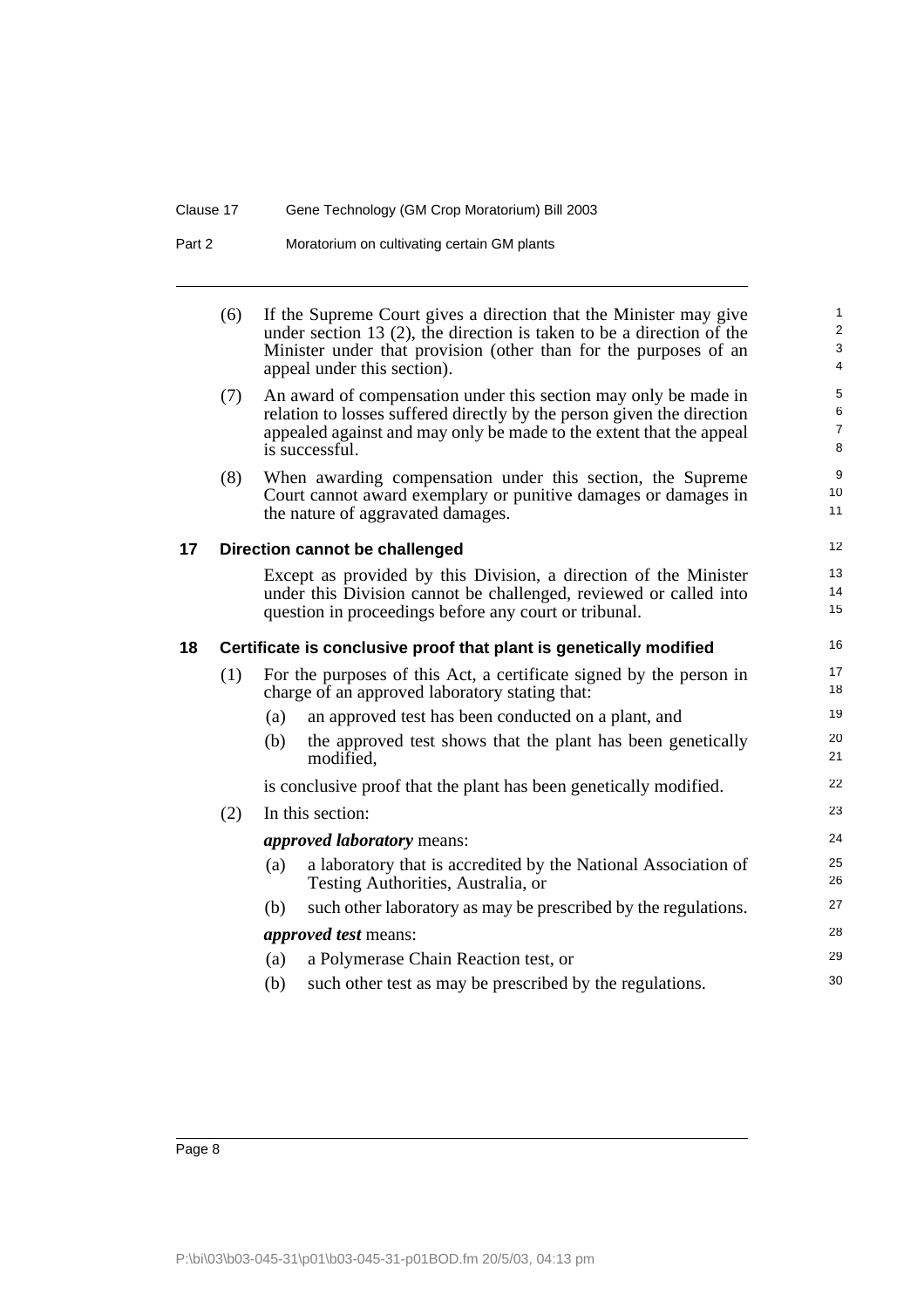(6) If the Supreme Court gives a direction that the Minister may give under section 13 (2), the direction is taken to be a direction of the Minister under that provision (other than for the purposes of an appeal under this section).

(7) An award of compensation under this section may only be made in relation to losses suffered directly by the person given the direction appealed against and may only be made to the extent that the appeal is successful.

(8) When awarding compensation under this section, the Supreme Court cannot award exemplary or punitive damages or damages in the nature of aggravated damages.

### 17 Direction cannot be challenged

Except as provided by this Division, a direction of the Minister under this Division cannot be challenged, reviewed or called into question in proceedings before any court or tribunal.

### 18 Certificate is conclusive proof that plant is genetically modified

(1) For the purposes of this Act, a certificate signed by the person in charge of an approved laboratory stating that:

- (a) an approved test has been conducted on a plant, and
- (b) the approved test shows that the plant has been genetically modified,

is conclusive proof that the plant has been genetically modified.

(2) In this section:

***approved laboratory*** means:

- (a) a laboratory that is accredited by the National Association of Testing Authorities, Australia, or
- (b) such other laboratory as may be prescribed by the regulations.

***approved test*** means:

- (a) a Polymerase Chain Reaction test, or
- (b) such other test as may be prescribed by the regulations.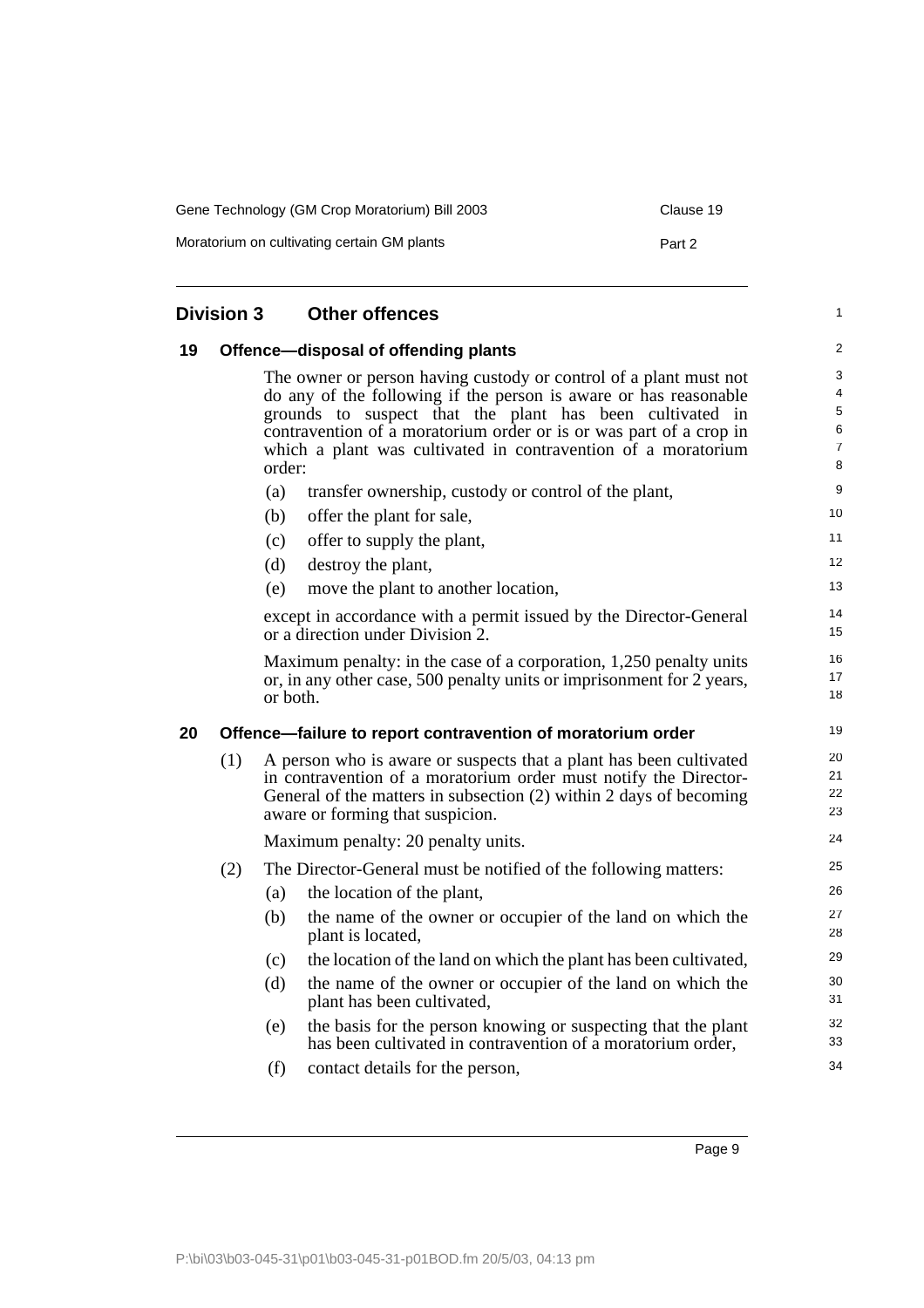## Division 3 Other offences

### 19 Offence—disposal of offending plants

The owner or person having custody or control of a plant must not do any of the following if the person is aware or has reasonable grounds to suspect that the plant has been cultivated in contravention of a moratorium order or is or was part of a crop in which a plant was cultivated in contravention of a moratorium order:

(a) transfer ownership, custody or control of the plant,

(b) offer the plant for sale,

(c) offer to supply the plant,

(d) destroy the plant,

(e) move the plant to another location,

except in accordance with a permit issued by the Director-General or a direction under Division 2.

Maximum penalty: in the case of a corporation, 1,250 penalty units or, in any other case, 500 penalty units or imprisonment for 2 years, or both.

### 20 Offence—failure to report contravention of moratorium order

(1) A person who is aware or suspects that a plant has been cultivated in contravention of a moratorium order must notify the Director-General of the matters in subsection (2) within 2 days of becoming aware or forming that suspicion.

Maximum penalty: 20 penalty units.

(2) The Director-General must be notified of the following matters:

(a) the location of the plant,

(b) the name of the owner or occupier of the land on which the plant is located,

(c) the location of the land on which the plant has been cultivated,

(d) the name of the owner or occupier of the land on which the plant has been cultivated,

(e) the basis for the person knowing or suspecting that the plant has been cultivated in contravention of a moratorium order,

(f) contact details for the person,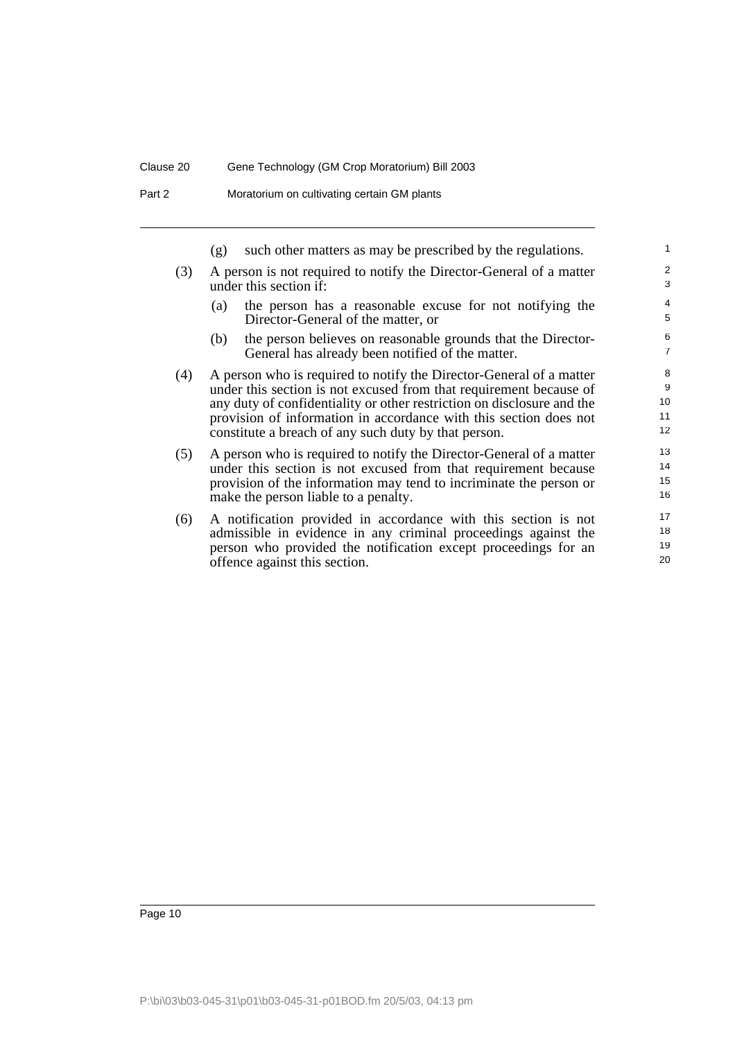(g) such other matters as may be prescribed by the regulations.

(3) A person is not required to notify the Director-General of a matter under this section if:

(a) the person has a reasonable excuse for not notifying the Director-General of the matter, or

(b) the person believes on reasonable grounds that the Director-General has already been notified of the matter.

(4) A person who is required to notify the Director-General of a matter under this section is not excused from that requirement because of any duty of confidentiality or other restriction on disclosure and the provision of information in accordance with this section does not constitute a breach of any such duty by that person.

(5) A person who is required to notify the Director-General of a matter under this section is not excused from that requirement because provision of the information may tend to incriminate the person or make the person liable to a penalty.

(6) A notification provided in accordance with this section is not admissible in evidence in any criminal proceedings against the person who provided the notification except proceedings for an offence against this section.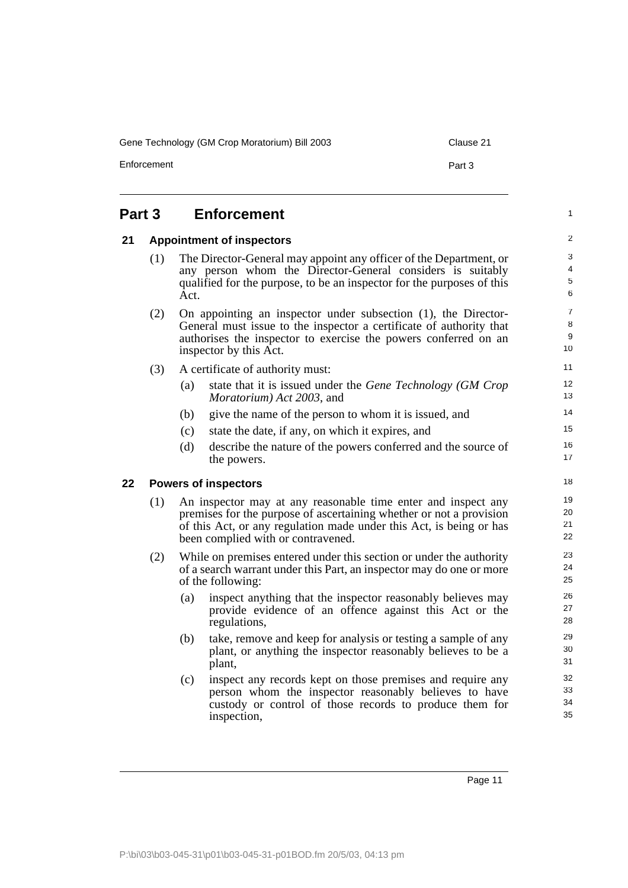## Part 3 Enforcement

### 21 Appointment of inspectors

(1) The Director-General may appoint any officer of the Department, or any person whom the Director-General considers is suitably qualified for the purpose, to be an inspector for the purposes of this Act.

(2) On appointing an inspector under subsection (1), the Director-General must issue to the inspector a certificate of authority that authorises the inspector to exercise the powers conferred on an inspector by this Act.

(3) A certificate of authority must:

- (a) state that it is issued under the *Gene Technology (GM Crop Moratorium) Act 2003*, and
- (b) give the name of the person to whom it is issued, and
- (c) state the date, if any, on which it expires, and
- (d) describe the nature of the powers conferred and the source of the powers.

### 22 Powers of inspectors

(1) An inspector may at any reasonable time enter and inspect any premises for the purpose of ascertaining whether or not a provision of this Act, or any regulation made under this Act, is being or has been complied with or contravened.

(2) While on premises entered under this section or under the authority of a search warrant under this Part, an inspector may do one or more of the following:

- (a) inspect anything that the inspector reasonably believes may provide evidence of an offence against this Act or the regulations,
- (b) take, remove and keep for analysis or testing a sample of any plant, or anything the inspector reasonably believes to be a plant,
- (c) inspect any records kept on those premises and require any person whom the inspector reasonably believes to have custody or control of those records to produce them for inspection,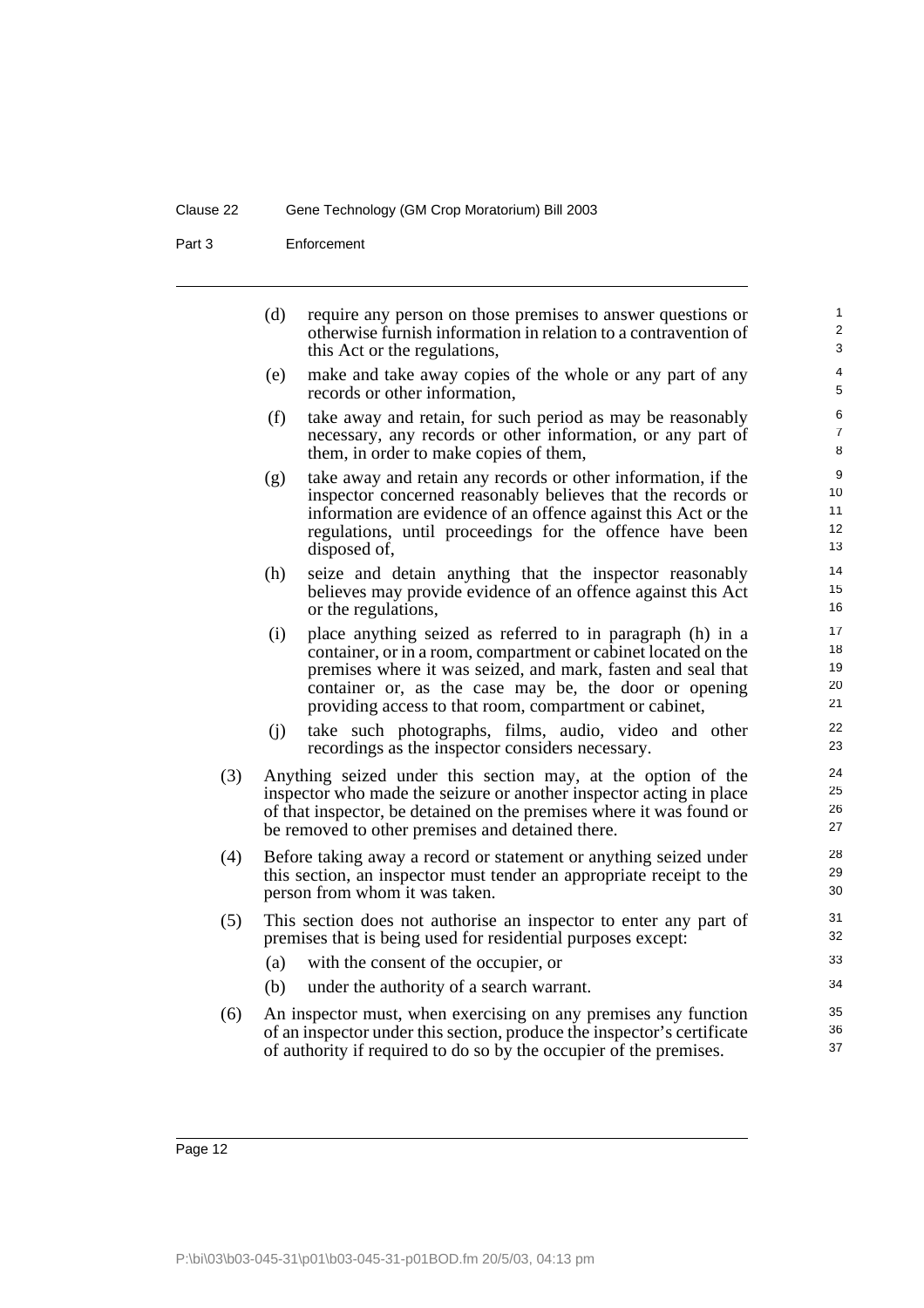(d) require any person on those premises to answer questions or otherwise furnish information in relation to a contravention of this Act or the regulations,

(e) make and take away copies of the whole or any part of any records or other information,

(f) take away and retain, for such period as may be reasonably necessary, any records or other information, or any part of them, in order to make copies of them,

(g) take away and retain any records or other information, if the inspector concerned reasonably believes that the records or information are evidence of an offence against this Act or the regulations, until proceedings for the offence have been disposed of,

(h) seize and detain anything that the inspector reasonably believes may provide evidence of an offence against this Act or the regulations,

(i) place anything seized as referred to in paragraph (h) in a container, or in a room, compartment or cabinet located on the premises where it was seized, and mark, fasten and seal that container or, as the case may be, the door or opening providing access to that room, compartment or cabinet,

(j) take such photographs, films, audio, video and other recordings as the inspector considers necessary.

(3) Anything seized under this section may, at the option of the inspector who made the seizure or another inspector acting in place of that inspector, be detained on the premises where it was found or be removed to other premises and detained there.

(4) Before taking away a record or statement or anything seized under this section, an inspector must tender an appropriate receipt to the person from whom it was taken.

(5) This section does not authorise an inspector to enter any part of premises that is being used for residential purposes except:

(a) with the consent of the occupier, or

(b) under the authority of a search warrant.

(6) An inspector must, when exercising on any premises any function of an inspector under this section, produce the inspector's certificate of authority if required to do so by the occupier of the premises.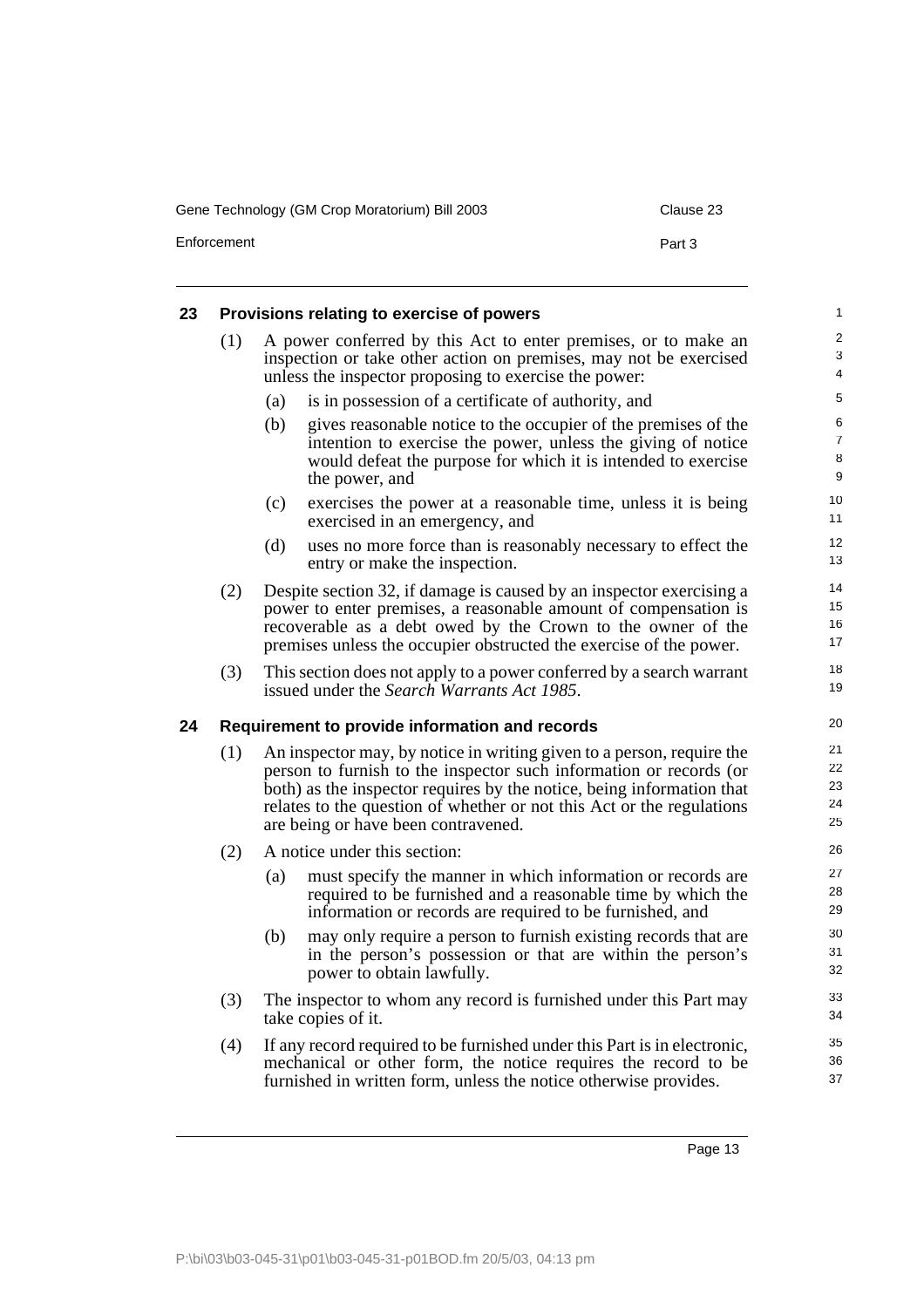## 23 Provisions relating to exercise of powers

(1) A power conferred by this Act to enter premises, or to make an inspection or take other action on premises, may not be exercised unless the inspector proposing to exercise the power:

- (a) is in possession of a certificate of authority, and
- (b) gives reasonable notice to the occupier of the premises of the intention to exercise the power, unless the giving of notice would defeat the purpose for which it is intended to exercise the power, and
- (c) exercises the power at a reasonable time, unless it is being exercised in an emergency, and
- (d) uses no more force than is reasonably necessary to effect the entry or make the inspection.

(2) Despite section 32, if damage is caused by an inspector exercising a power to enter premises, a reasonable amount of compensation is recoverable as a debt owed by the Crown to the owner of the premises unless the occupier obstructed the exercise of the power.

(3) This section does not apply to a power conferred by a search warrant issued under the *Search Warrants Act 1985*.

## 24 Requirement to provide information and records

(1) An inspector may, by notice in writing given to a person, require the person to furnish to the inspector such information or records (or both) as the inspector requires by the notice, being information that relates to the question of whether or not this Act or the regulations are being or have been contravened.

(2) A notice under this section:

- (a) must specify the manner in which information or records are required to be furnished and a reasonable time by which the information or records are required to be furnished, and
- (b) may only require a person to furnish existing records that are in the person's possession or that are within the person's power to obtain lawfully.

(3) The inspector to whom any record is furnished under this Part may take copies of it.

(4) If any record required to be furnished under this Part is in electronic, mechanical or other form, the notice requires the record to be furnished in written form, unless the notice otherwise provides.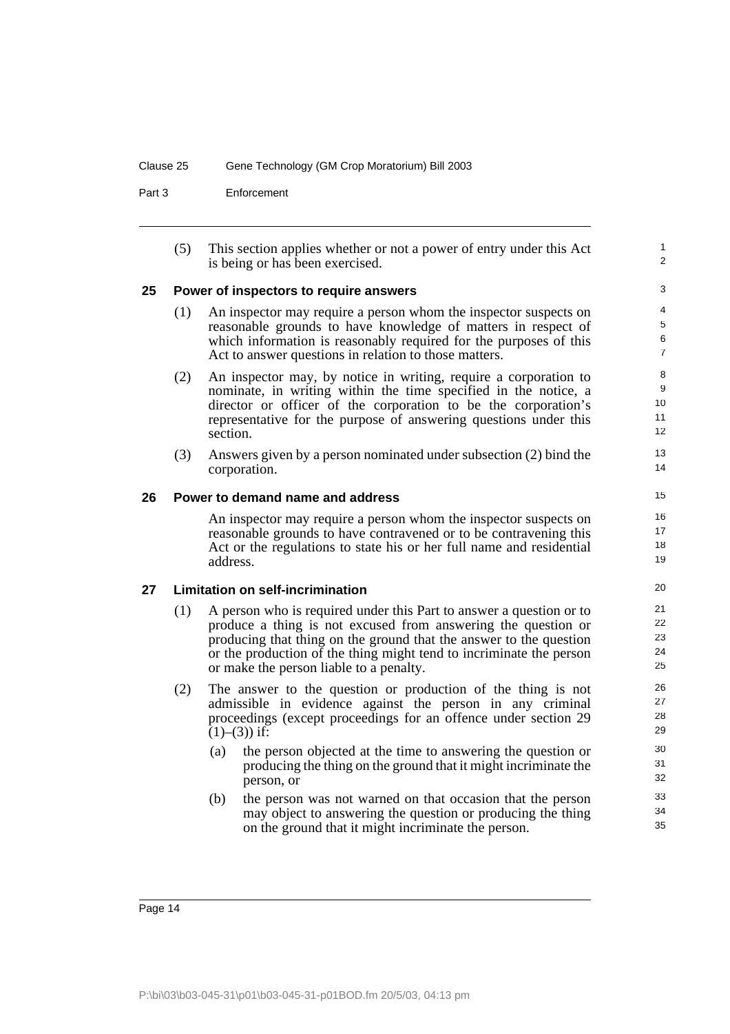(5) This section applies whether or not a power of entry under this Act is being or has been exercised.

### 25 Power of inspectors to require answers

(1) An inspector may require a person whom the inspector suspects on reasonable grounds to have knowledge of matters in respect of which information is reasonably required for the purposes of this Act to answer questions in relation to those matters.

(2) An inspector may, by notice in writing, require a corporation to nominate, in writing within the time specified in the notice, a director or officer of the corporation to be the corporation's representative for the purpose of answering questions under this section.

(3) Answers given by a person nominated under subsection (2) bind the corporation.

### 26 Power to demand name and address

An inspector may require a person whom the inspector suspects on reasonable grounds to have contravened or to be contravening this Act or the regulations to state his or her full name and residential address.

### 27 Limitation on self-incrimination

(1) A person who is required under this Part to answer a question or to produce a thing is not excused from answering the question or producing that thing on the ground that the answer to the question or the production of the thing might tend to incriminate the person or make the person liable to a penalty.

(2) The answer to the question or production of the thing is not admissible in evidence against the person in any criminal proceedings (except proceedings for an offence under section 29 (1)–(3)) if:

- (a) the person objected at the time to answering the question or producing the thing on the ground that it might incriminate the person, or
- (b) the person was not warned on that occasion that the person may object to answering the question or producing the thing on the ground that it might incriminate the person.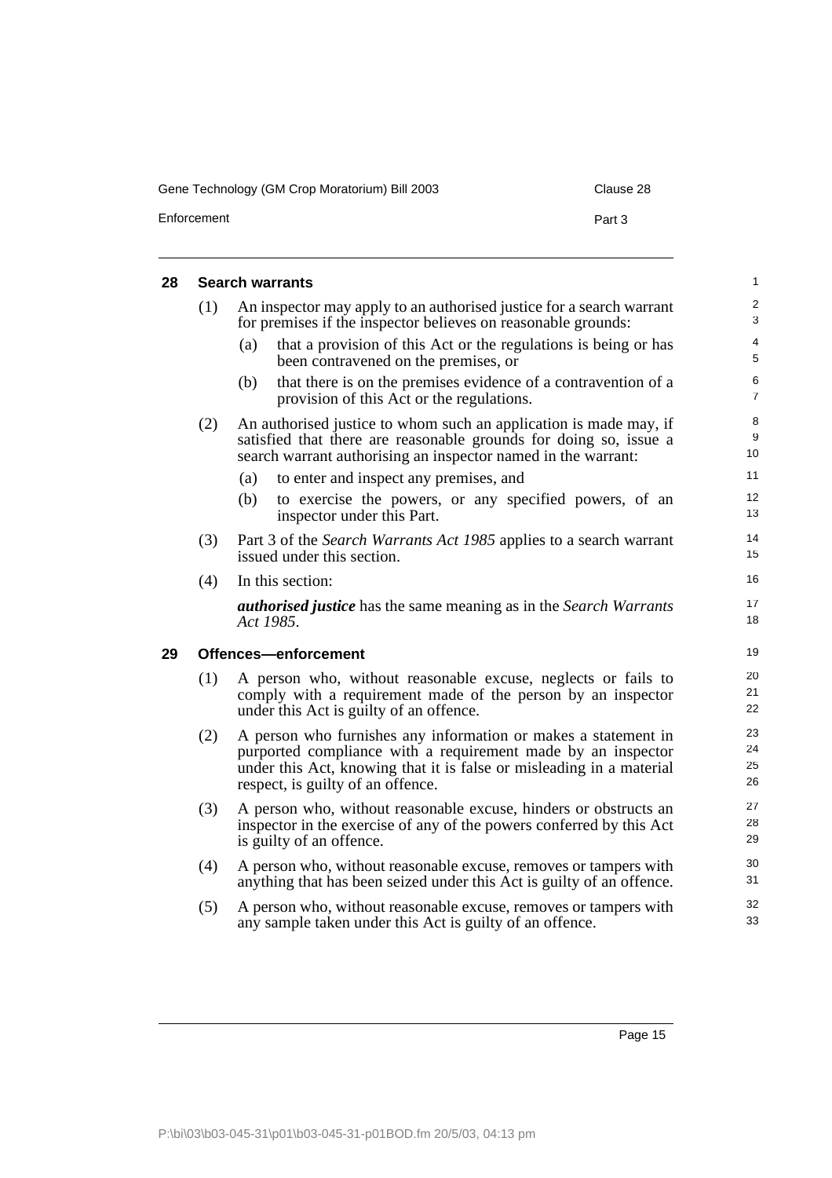## 28 Search warrants

(1) An inspector may apply to an authorised justice for a search warrant for premises if the inspector believes on reasonable grounds:

(a) that a provision of this Act or the regulations is being or has been contravened on the premises, or

(b) that there is on the premises evidence of a contravention of a provision of this Act or the regulations.

(2) An authorised justice to whom such an application is made may, if satisfied that there are reasonable grounds for doing so, issue a search warrant authorising an inspector named in the warrant:

(a) to enter and inspect any premises, and

(b) to exercise the powers, or any specified powers, of an inspector under this Part.

(3) Part 3 of the *Search Warrants Act 1985* applies to a search warrant issued under this section.

(4) In this section:

***authorised justice*** has the same meaning as in the *Search Warrants Act 1985*.

## 29 Offences—enforcement

(1) A person who, without reasonable excuse, neglects or fails to comply with a requirement made of the person by an inspector under this Act is guilty of an offence.

(2) A person who furnishes any information or makes a statement in purported compliance with a requirement made by an inspector under this Act, knowing that it is false or misleading in a material respect, is guilty of an offence.

(3) A person who, without reasonable excuse, hinders or obstructs an inspector in the exercise of any of the powers conferred by this Act is guilty of an offence.

(4) A person who, without reasonable excuse, removes or tampers with anything that has been seized under this Act is guilty of an offence.

(5) A person who, without reasonable excuse, removes or tampers with any sample taken under this Act is guilty of an offence.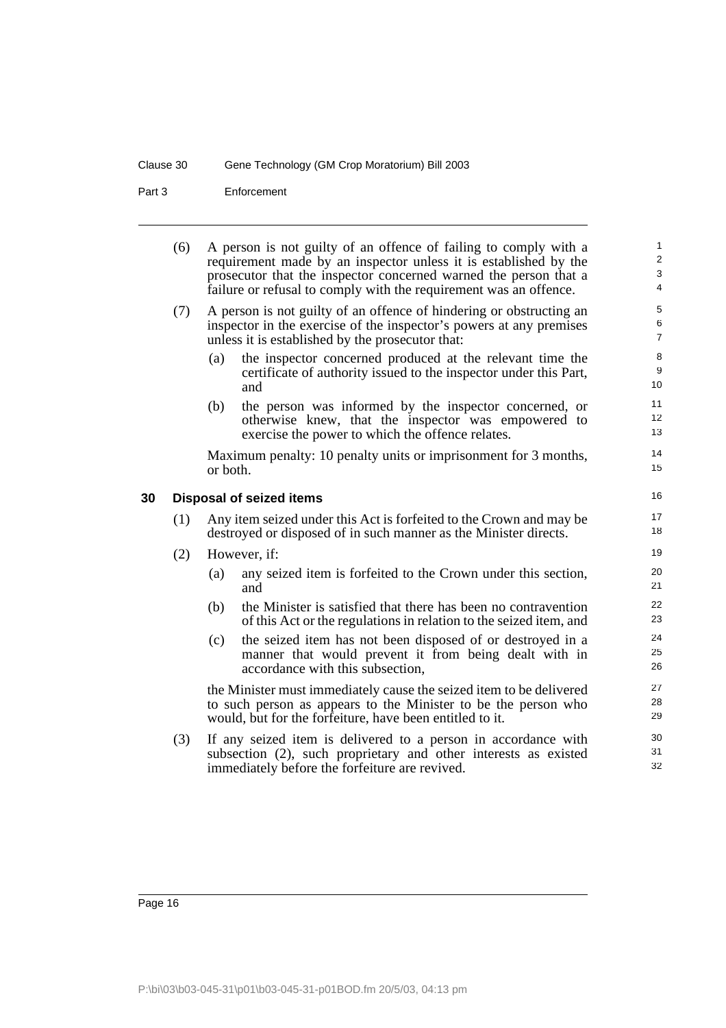(6) A person is not guilty of an offence of failing to comply with a requirement made by an inspector unless it is established by the prosecutor that the inspector concerned warned the person that a failure or refusal to comply with the requirement was an offence.

(7) A person is not guilty of an offence of hindering or obstructing an inspector in the exercise of the inspector's powers at any premises unless it is established by the prosecutor that:

- (a) the inspector concerned produced at the relevant time the certificate of authority issued to the inspector under this Part, and
- (b) the person was informed by the inspector concerned, or otherwise knew, that the inspector was empowered to exercise the power to which the offence relates.

Maximum penalty: 10 penalty units or imprisonment for 3 months, or both.

### 30 Disposal of seized items

(1) Any item seized under this Act is forfeited to the Crown and may be destroyed or disposed of in such manner as the Minister directs.

(2) However, if:

- (a) any seized item is forfeited to the Crown under this section, and
- (b) the Minister is satisfied that there has been no contravention of this Act or the regulations in relation to the seized item, and
- (c) the seized item has not been disposed of or destroyed in a manner that would prevent it from being dealt with in accordance with this subsection,

the Minister must immediately cause the seized item to be delivered to such person as appears to the Minister to be the person who would, but for the forfeiture, have been entitled to it.

(3) If any seized item is delivered to a person in accordance with subsection (2), such proprietary and other interests as existed immediately before the forfeiture are revived.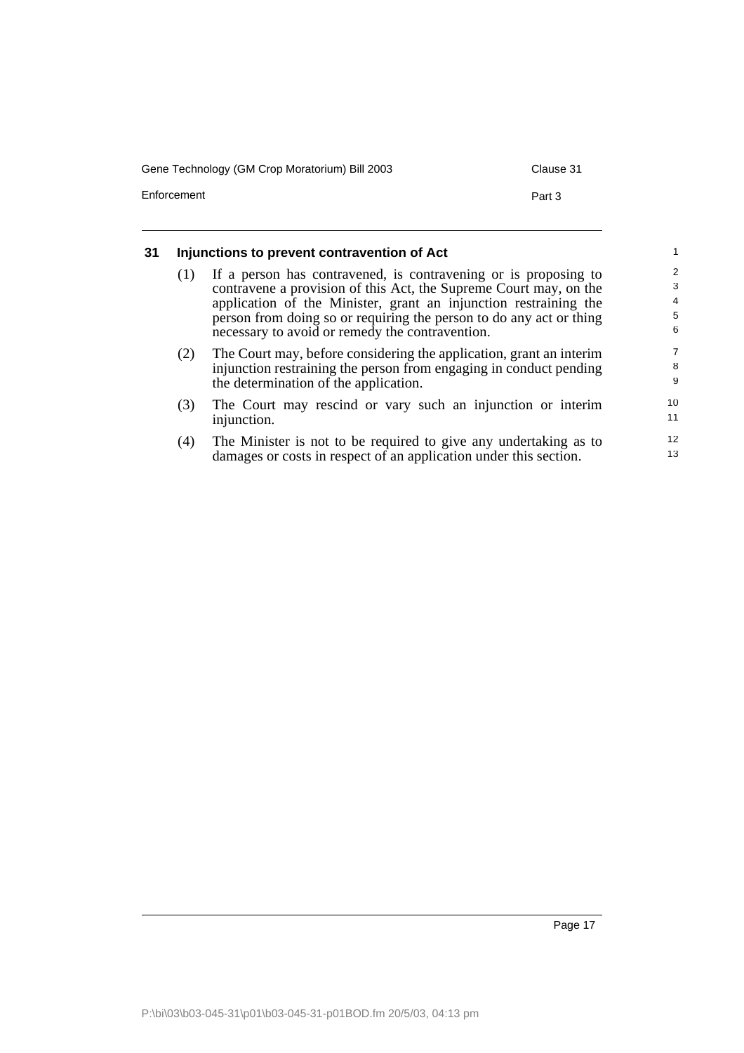### 31 Injunctions to prevent contravention of Act

(1) If a person has contravened, is contravening or is proposing to contravene a provision of this Act, the Supreme Court may, on the application of the Minister, grant an injunction restraining the person from doing so or requiring the person to do any act or thing necessary to avoid or remedy the contravention.

(2) The Court may, before considering the application, grant an interim injunction restraining the person from engaging in conduct pending the determination of the application.

(3) The Court may rescind or vary such an injunction or interim injunction.

(4) The Minister is not to be required to give any undertaking as to damages or costs in respect of an application under this section.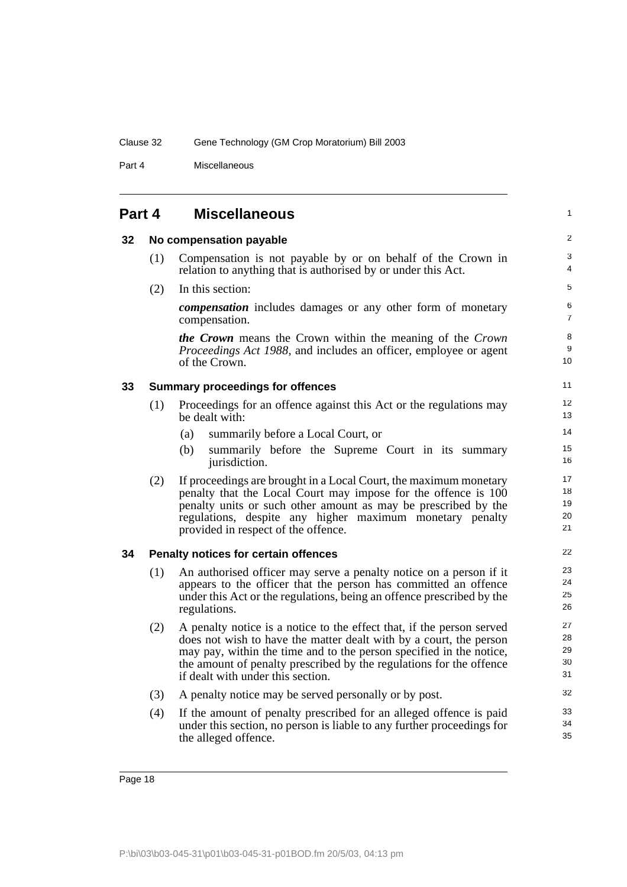## Part 4 Miscellaneous

### 32 No compensation payable

(1) Compensation is not payable by or on behalf of the Crown in relation to anything that is authorised by or under this Act.

(2) In this section:

***compensation*** includes damages or any other form of monetary compensation.

***the Crown*** means the Crown within the meaning of the *Crown Proceedings Act 1988*, and includes an officer, employee or agent of the Crown.

### 33 Summary proceedings for offences

(1) Proceedings for an offence against this Act or the regulations may be dealt with:

- (a) summarily before a Local Court, or
- (b) summarily before the Supreme Court in its summary jurisdiction.

(2) If proceedings are brought in a Local Court, the maximum monetary penalty that the Local Court may impose for the offence is 100 penalty units or such other amount as may be prescribed by the regulations, despite any higher maximum monetary penalty provided in respect of the offence.

### 34 Penalty notices for certain offences

(1) An authorised officer may serve a penalty notice on a person if it appears to the officer that the person has committed an offence under this Act or the regulations, being an offence prescribed by the regulations.

(2) A penalty notice is a notice to the effect that, if the person served does not wish to have the matter dealt with by a court, the person may pay, within the time and to the person specified in the notice, the amount of penalty prescribed by the regulations for the offence if dealt with under this section.

(3) A penalty notice may be served personally or by post.

(4) If the amount of penalty prescribed for an alleged offence is paid under this section, no person is liable to any further proceedings for the alleged offence.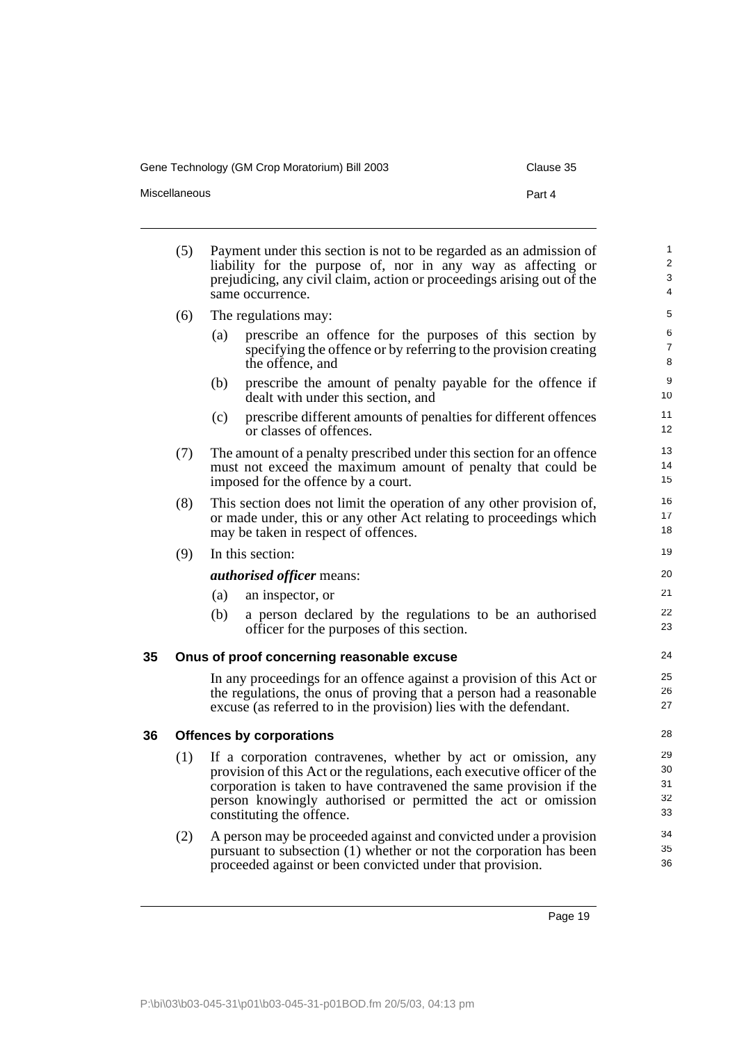(5) Payment under this section is not to be regarded as an admission of liability for the purpose of, nor in any way as affecting or prejudicing, any civil claim, action or proceedings arising out of the same occurrence.

(6) The regulations may:

(a) prescribe an offence for the purposes of this section by specifying the offence or by referring to the provision creating the offence, and

(b) prescribe the amount of penalty payable for the offence if dealt with under this section, and

(c) prescribe different amounts of penalties for different offences or classes of offences.

(7) The amount of a penalty prescribed under this section for an offence must not exceed the maximum amount of penalty that could be imposed for the offence by a court.

(8) This section does not limit the operation of any other provision of, or made under, this or any other Act relating to proceedings which may be taken in respect of offences.

(9) In this section:

***authorised officer*** means:

(a) an inspector, or

(b) a person declared by the regulations to be an authorised officer for the purposes of this section.

## 35 Onus of proof concerning reasonable excuse

In any proceedings for an offence against a provision of this Act or the regulations, the onus of proving that a person had a reasonable excuse (as referred to in the provision) lies with the defendant.

## 36 Offences by corporations

(1) If a corporation contravenes, whether by act or omission, any provision of this Act or the regulations, each executive officer of the corporation is taken to have contravened the same provision if the person knowingly authorised or permitted the act or omission constituting the offence.

(2) A person may be proceeded against and convicted under a provision pursuant to subsection (1) whether or not the corporation has been proceeded against or been convicted under that provision.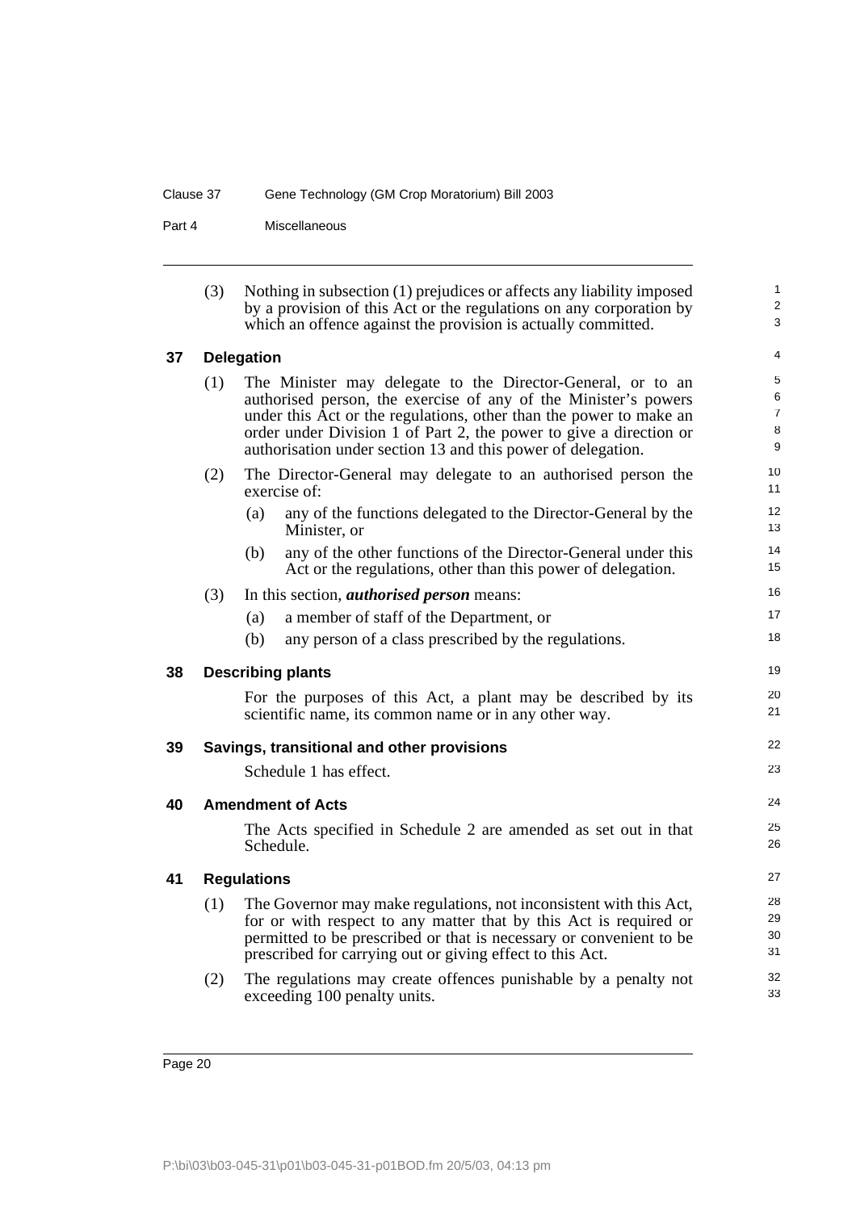(3) Nothing in subsection (1) prejudices or affects any liability imposed by a provision of this Act or the regulations on any corporation by which an offence against the provision is actually committed.

## 37 Delegation

(1) The Minister may delegate to the Director-General, or to an authorised person, the exercise of any of the Minister's powers under this Act or the regulations, other than the power to make an order under Division 1 of Part 2, the power to give a direction or authorisation under section 13 and this power of delegation.

(2) The Director-General may delegate to an authorised person the exercise of:

- (a) any of the functions delegated to the Director-General by the Minister, or
- (b) any of the other functions of the Director-General under this Act or the regulations, other than this power of delegation.

(3) In this section, ***authorised person*** means:

- (a) a member of staff of the Department, or
- (b) any person of a class prescribed by the regulations.

## 38 Describing plants

For the purposes of this Act, a plant may be described by its scientific name, its common name or in any other way.

## 39 Savings, transitional and other provisions

Schedule 1 has effect.

## 40 Amendment of Acts

The Acts specified in Schedule 2 are amended as set out in that Schedule.

## 41 Regulations

(1) The Governor may make regulations, not inconsistent with this Act, for or with respect to any matter that by this Act is required or permitted to be prescribed or that is necessary or convenient to be prescribed for carrying out or giving effect to this Act.

(2) The regulations may create offences punishable by a penalty not exceeding 100 penalty units.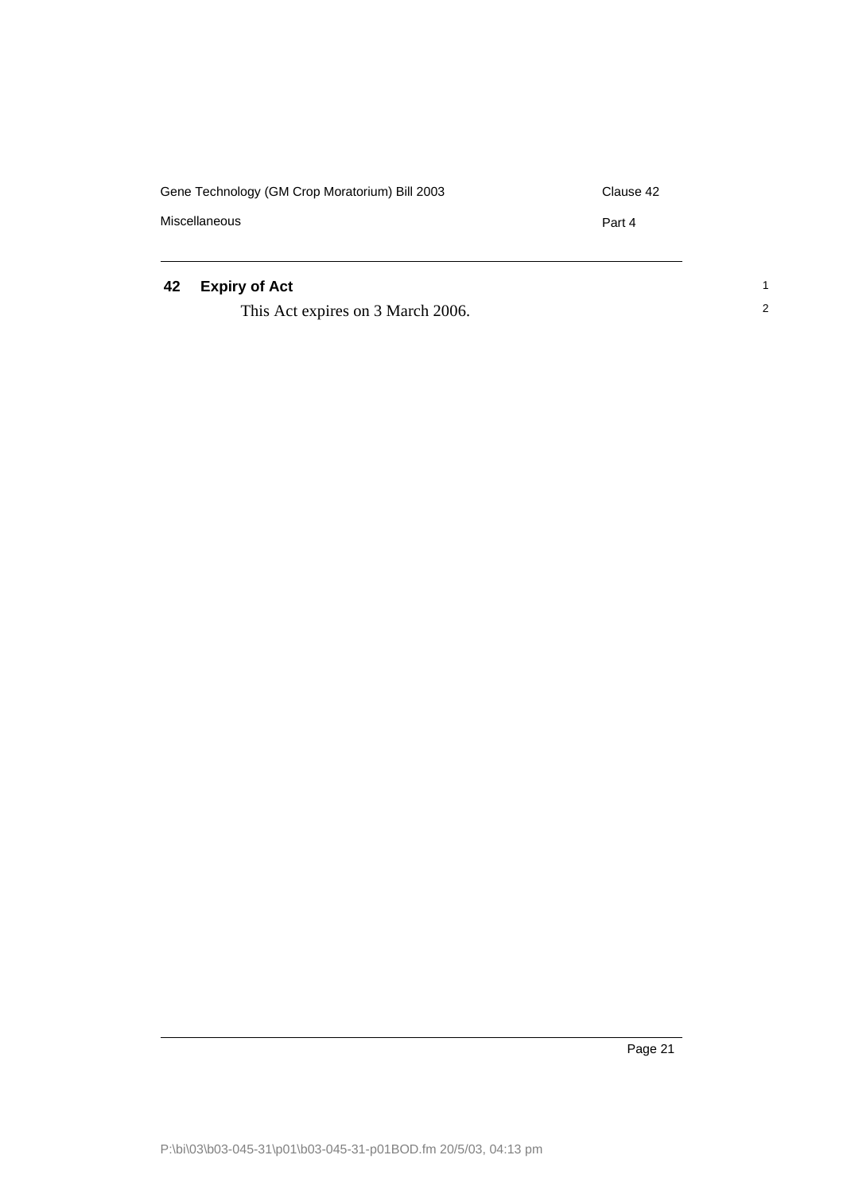### 42 Expiry of Act

This Act expires on 3 March 2006.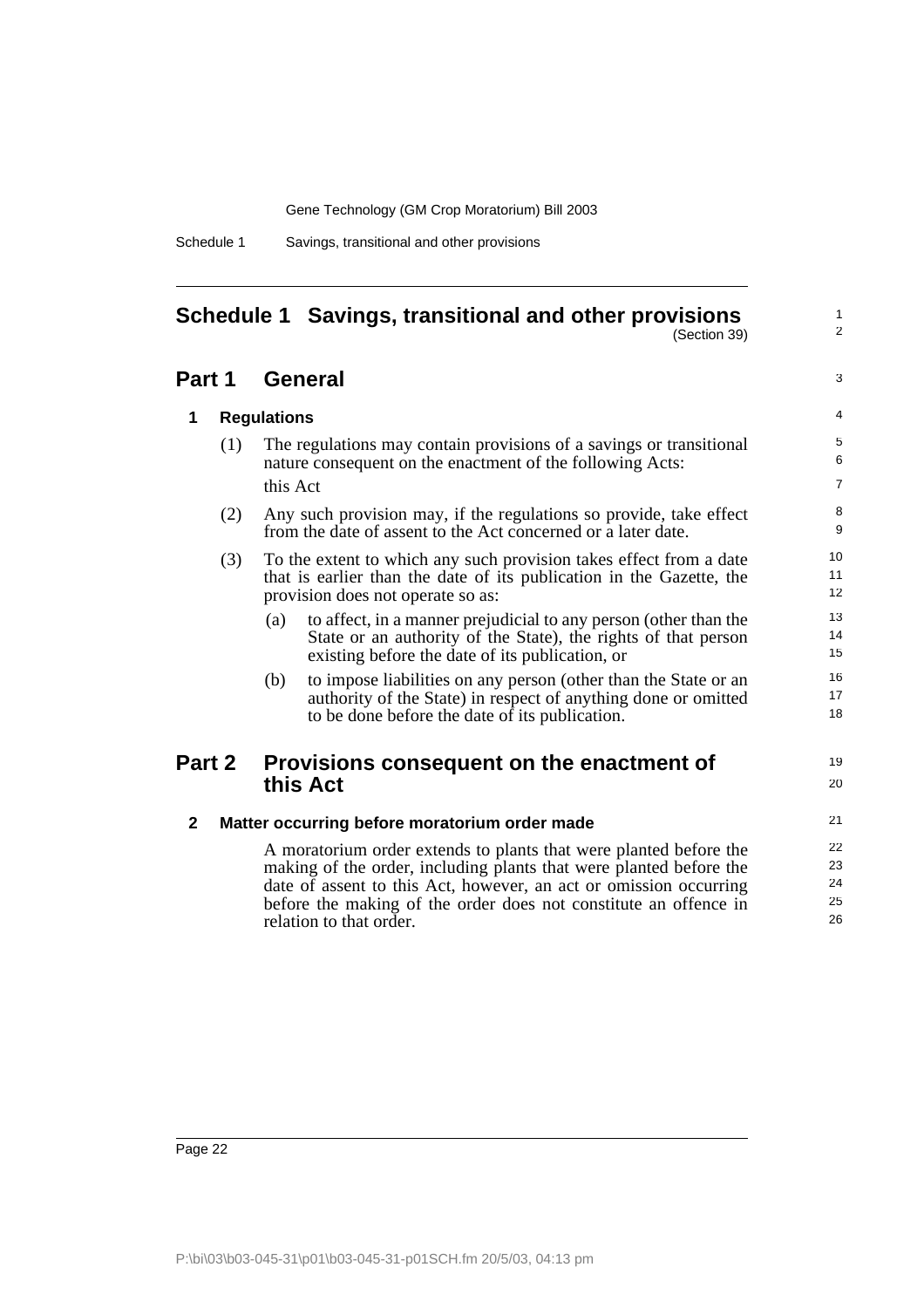# Schedule 1 Savings, transitional and other provisions

(Section 39)

## Part 1 General

### 1 Regulations

(1) The regulations may contain provisions of a savings or transitional nature consequent on the enactment of the following Acts:

this Act

(2) Any such provision may, if the regulations so provide, take effect from the date of assent to the Act concerned or a later date.

(3) To the extent to which any such provision takes effect from a date that is earlier than the date of its publication in the Gazette, the provision does not operate so as:

(a) to affect, in a manner prejudicial to any person (other than the State or an authority of the State), the rights of that person existing before the date of its publication, or

(b) to impose liabilities on any person (other than the State or an authority of the State) in respect of anything done or omitted to be done before the date of its publication.

## Part 2 Provisions consequent on the enactment of this Act

### 2 Matter occurring before moratorium order made

A moratorium order extends to plants that were planted before the making of the order, including plants that were planted before the date of assent to this Act, however, an act or omission occurring before the making of the order does not constitute an offence in relation to that order.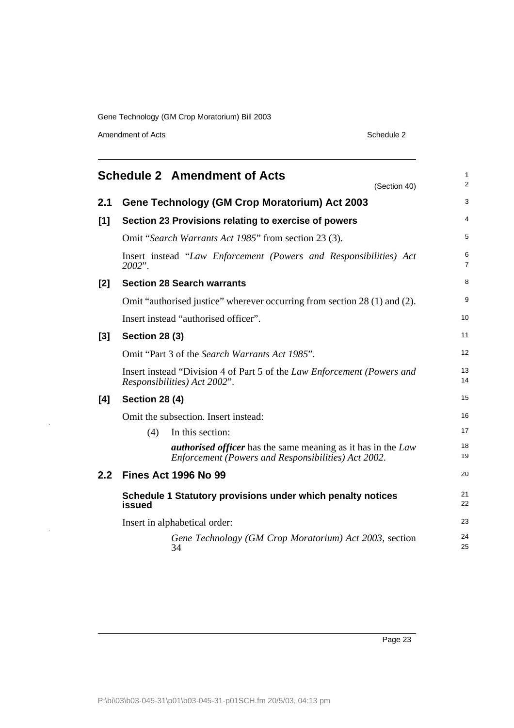# Schedule 2 Amendment of Acts

(Section 40)

## 2.1 Gene Technology (GM Crop Moratorium) Act 2003

### [1] Section 23 Provisions relating to exercise of powers

Omit "*Search Warrants Act 1985*" from section 23 (3).

Insert instead "*Law Enforcement (Powers and Responsibilities) Act 2002*".

### [2] Section 28 Search warrants

Omit "authorised justice" wherever occurring from section 28 (1) and (2).

Insert instead "authorised officer".

### [3] Section 28 (3)

Omit "Part 3 of the *Search Warrants Act 1985*".

Insert instead "Division 4 of Part 5 of the *Law Enforcement (Powers and Responsibilities) Act 2002*".

### [4] Section 28 (4)

Omit the subsection. Insert instead:

(4) In this section:

***authorised officer*** has the same meaning as it has in the *Law Enforcement (Powers and Responsibilities) Act 2002*.

## 2.2 Fines Act 1996 No 99

### Schedule 1 Statutory provisions under which penalty notices issued

Insert in alphabetical order:

*Gene Technology (GM Crop Moratorium) Act 2003*, section 34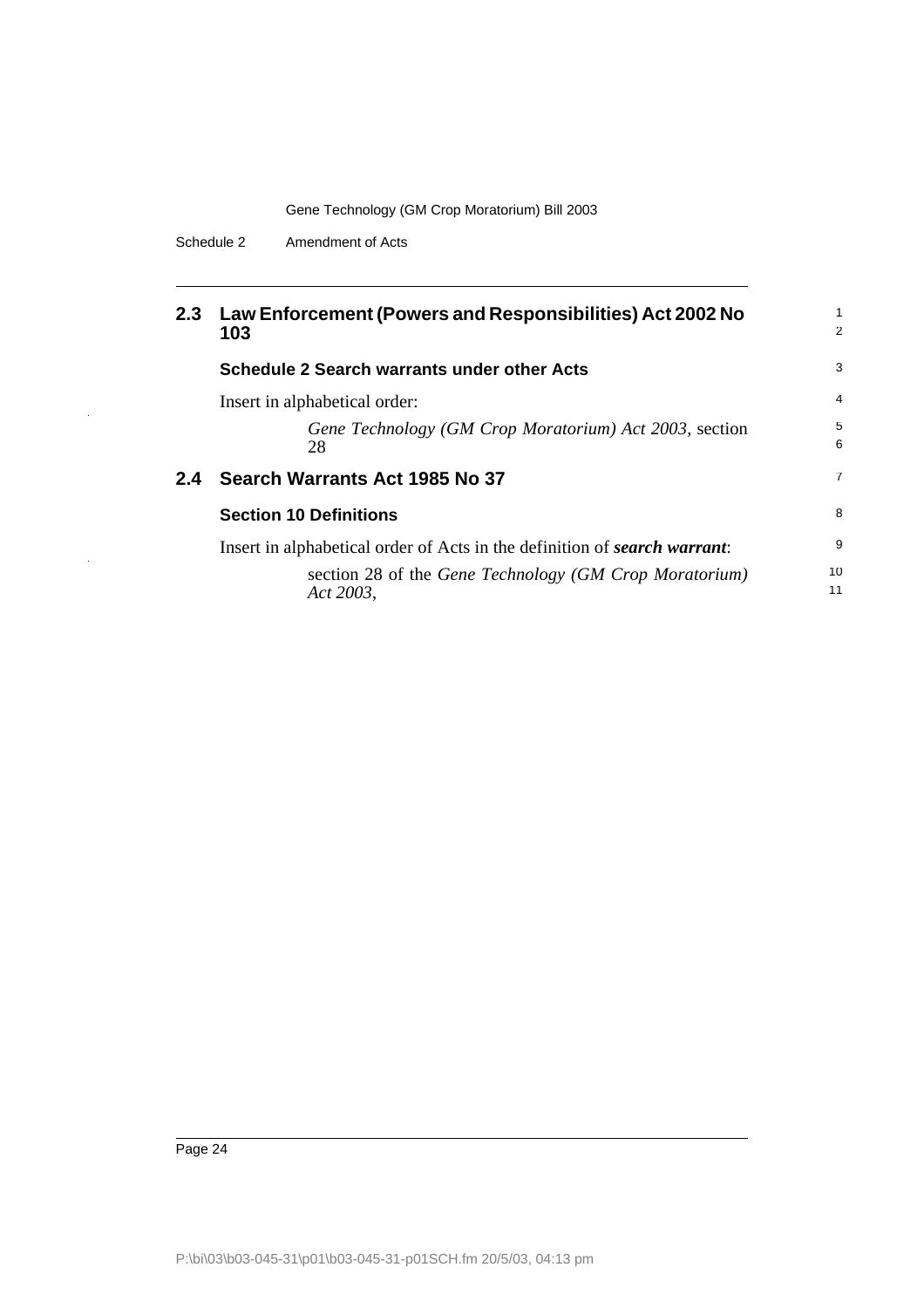## 2.3 Law Enforcement (Powers and Responsibilities) Act 2002 No 103

### Schedule 2 Search warrants under other Acts

Insert in alphabetical order:

> *Gene Technology (GM Crop Moratorium) Act 2003*, section 28

## 2.4 Search Warrants Act 1985 No 37

### Section 10 Definitions

Insert in alphabetical order of Acts in the definition of ***search warrant***:

> section 28 of the *Gene Technology (GM Crop Moratorium) Act 2003*,